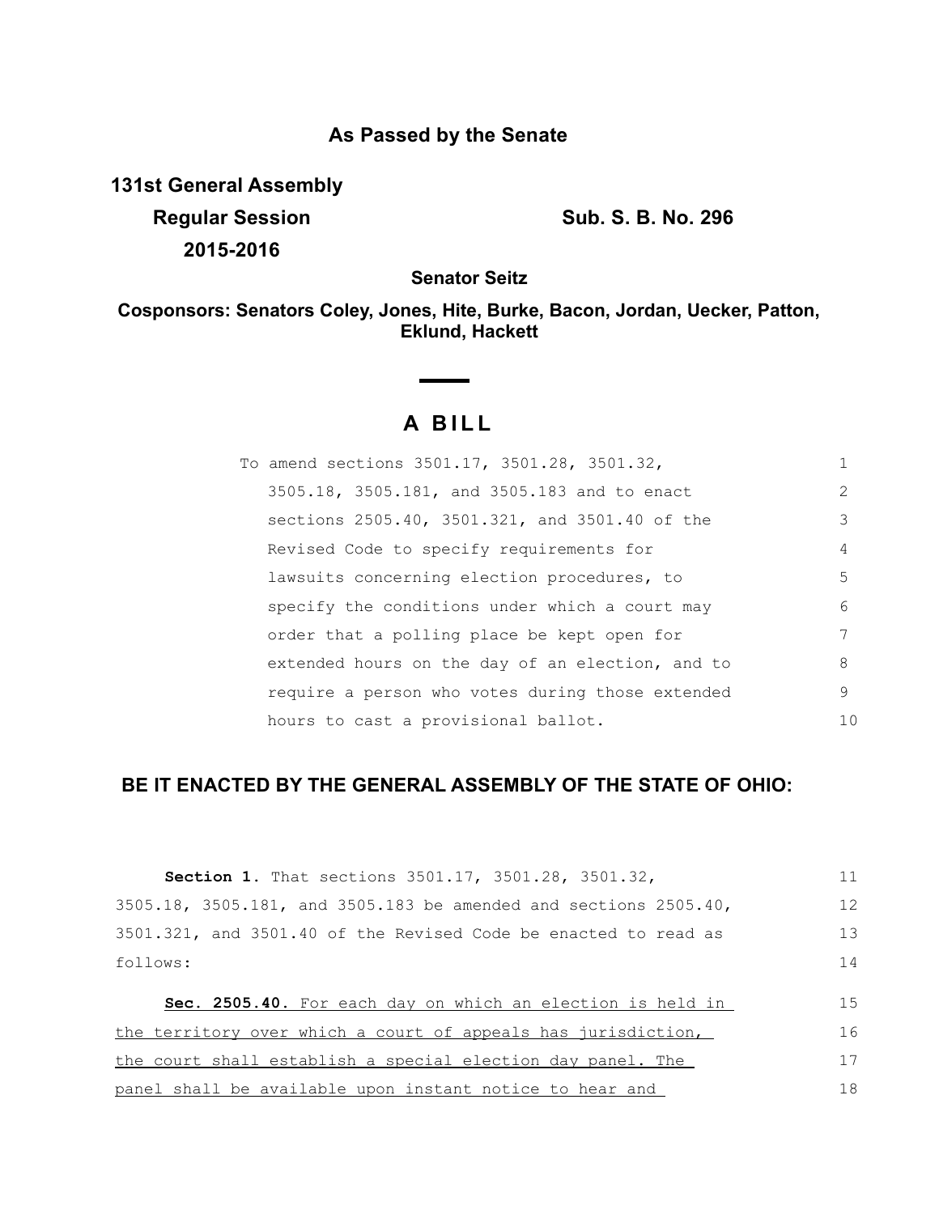# As Passed by the Senate

**131st General Assembly**

**Regular Session** **Sub. S. B. No. 296**

**2015-2016**

**Senator Seitz**

**Cosponsors: Senators Coley, Jones, Hite, Burke, Bacon, Jordan, Uecker, Patton, Eklund, Hackett**

## A BILL

To amend sections 3501.17, 3501.28, 3501.32, 3505.18, 3505.181, and 3505.183 and to enact sections 2505.40, 3501.321, and 3501.40 of the Revised Code to specify requirements for lawsuits concerning election procedures, to specify the conditions under which a court may order that a polling place be kept open for extended hours on the day of an election, and to require a person who votes during those extended hours to cast a provisional ballot.

**BE IT ENACTED BY THE GENERAL ASSEMBLY OF THE STATE OF OHIO:**

**Section 1.** That sections 3501.17, 3501.28, 3501.32, 3505.18, 3505.181, and 3505.183 be amended and sections 2505.40, 3501.321, and 3501.40 of the Revised Code be enacted to read as follows:

**Sec. 2505.40.** For each day on which an election is held in the territory over which a court of appeals has jurisdiction, the court shall establish a special election day panel. The panel shall be available upon instant notice to hear and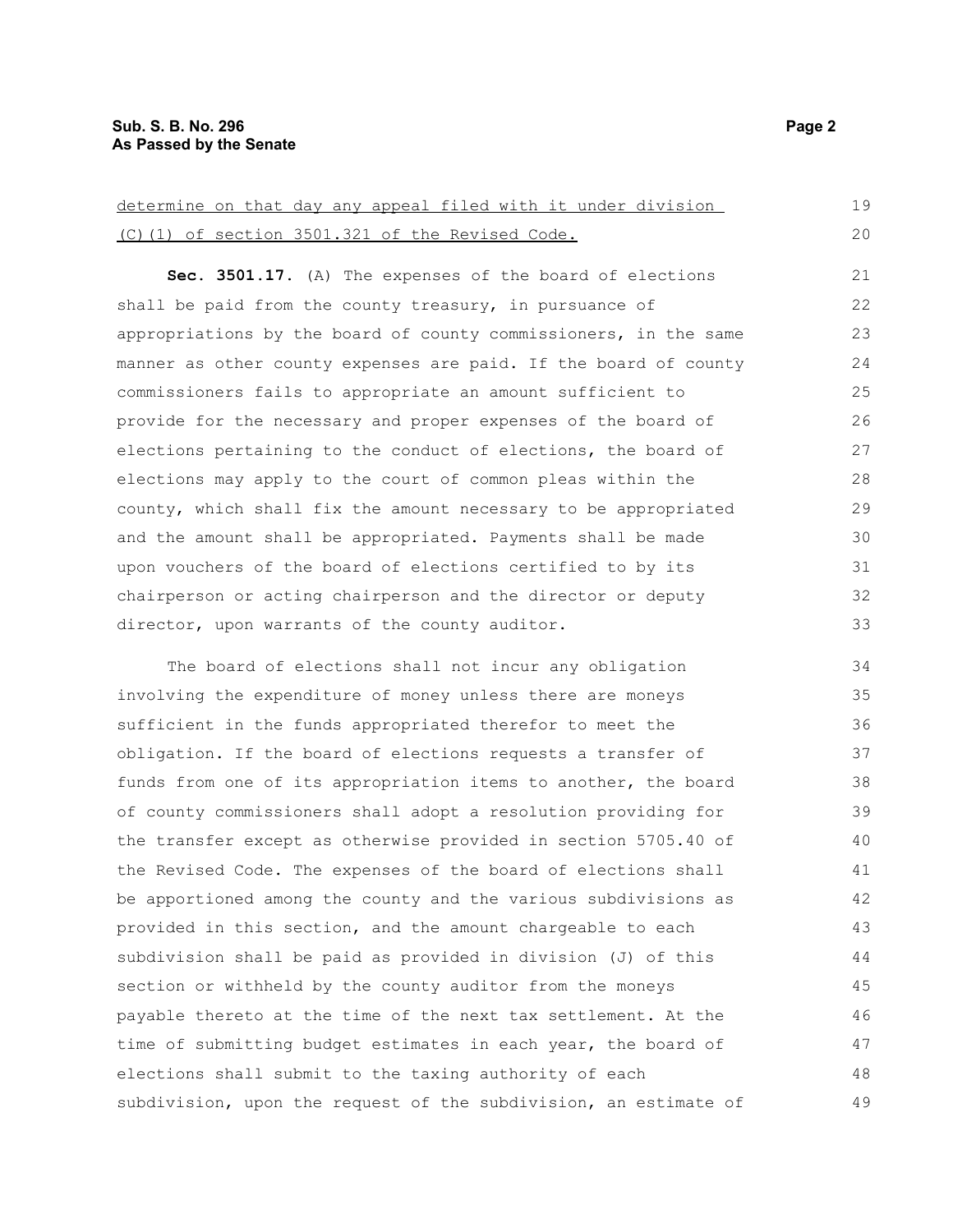determine on that day any appeal filed with it under division (C)(1) of section 3501.321 of the Revised Code.

**Sec. 3501.17.** (A) The expenses of the board of elections shall be paid from the county treasury, in pursuance of appropriations by the board of county commissioners, in the same manner as other county expenses are paid. If the board of county commissioners fails to appropriate an amount sufficient to provide for the necessary and proper expenses of the board of elections pertaining to the conduct of elections, the board of elections may apply to the court of common pleas within the county, which shall fix the amount necessary to be appropriated and the amount shall be appropriated. Payments shall be made upon vouchers of the board of elections certified to by its chairperson or acting chairperson and the director or deputy director, upon warrants of the county auditor.

The board of elections shall not incur any obligation involving the expenditure of money unless there are moneys sufficient in the funds appropriated therefor to meet the obligation. If the board of elections requests a transfer of funds from one of its appropriation items to another, the board of county commissioners shall adopt a resolution providing for the transfer except as otherwise provided in section 5705.40 of the Revised Code. The expenses of the board of elections shall be apportioned among the county and the various subdivisions as provided in this section, and the amount chargeable to each subdivision shall be paid as provided in division (J) of this section or withheld by the county auditor from the moneys payable thereto at the time of the next tax settlement. At the time of submitting budget estimates in each year, the board of elections shall submit to the taxing authority of each subdivision, upon the request of the subdivision, an estimate of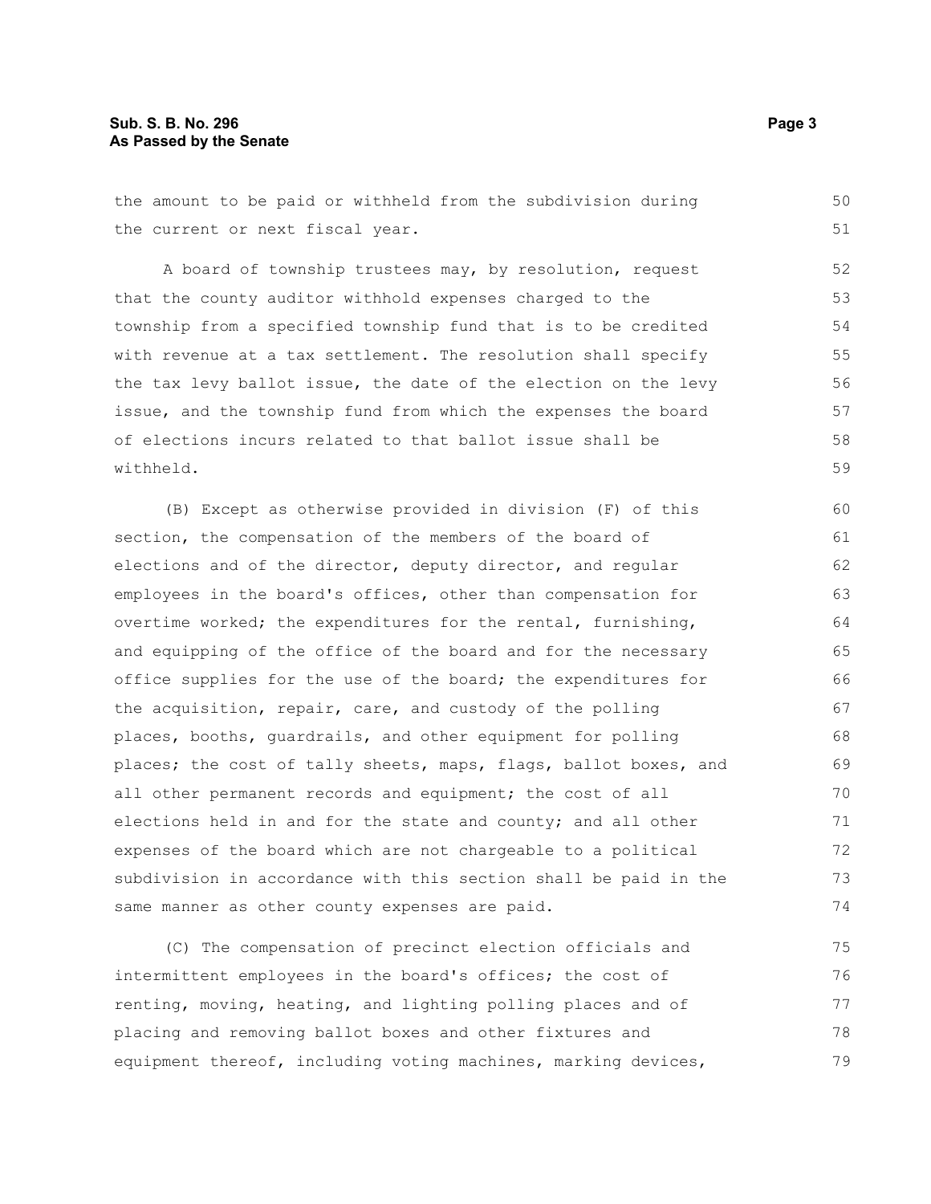the amount to be paid or withheld from the subdivision during the current or next fiscal year.

A board of township trustees may, by resolution, request that the county auditor withhold expenses charged to the township from a specified township fund that is to be credited with revenue at a tax settlement. The resolution shall specify the tax levy ballot issue, the date of the election on the levy issue, and the township fund from which the expenses the board of elections incurs related to that ballot issue shall be withheld.

(B) Except as otherwise provided in division (F) of this section, the compensation of the members of the board of elections and of the director, deputy director, and regular employees in the board's offices, other than compensation for overtime worked; the expenditures for the rental, furnishing, and equipping of the office of the board and for the necessary office supplies for the use of the board; the expenditures for the acquisition, repair, care, and custody of the polling places, booths, guardrails, and other equipment for polling places; the cost of tally sheets, maps, flags, ballot boxes, and all other permanent records and equipment; the cost of all elections held in and for the state and county; and all other expenses of the board which are not chargeable to a political subdivision in accordance with this section shall be paid in the same manner as other county expenses are paid.

(C) The compensation of precinct election officials and intermittent employees in the board's offices; the cost of renting, moving, heating, and lighting polling places and of placing and removing ballot boxes and other fixtures and equipment thereof, including voting machines, marking devices,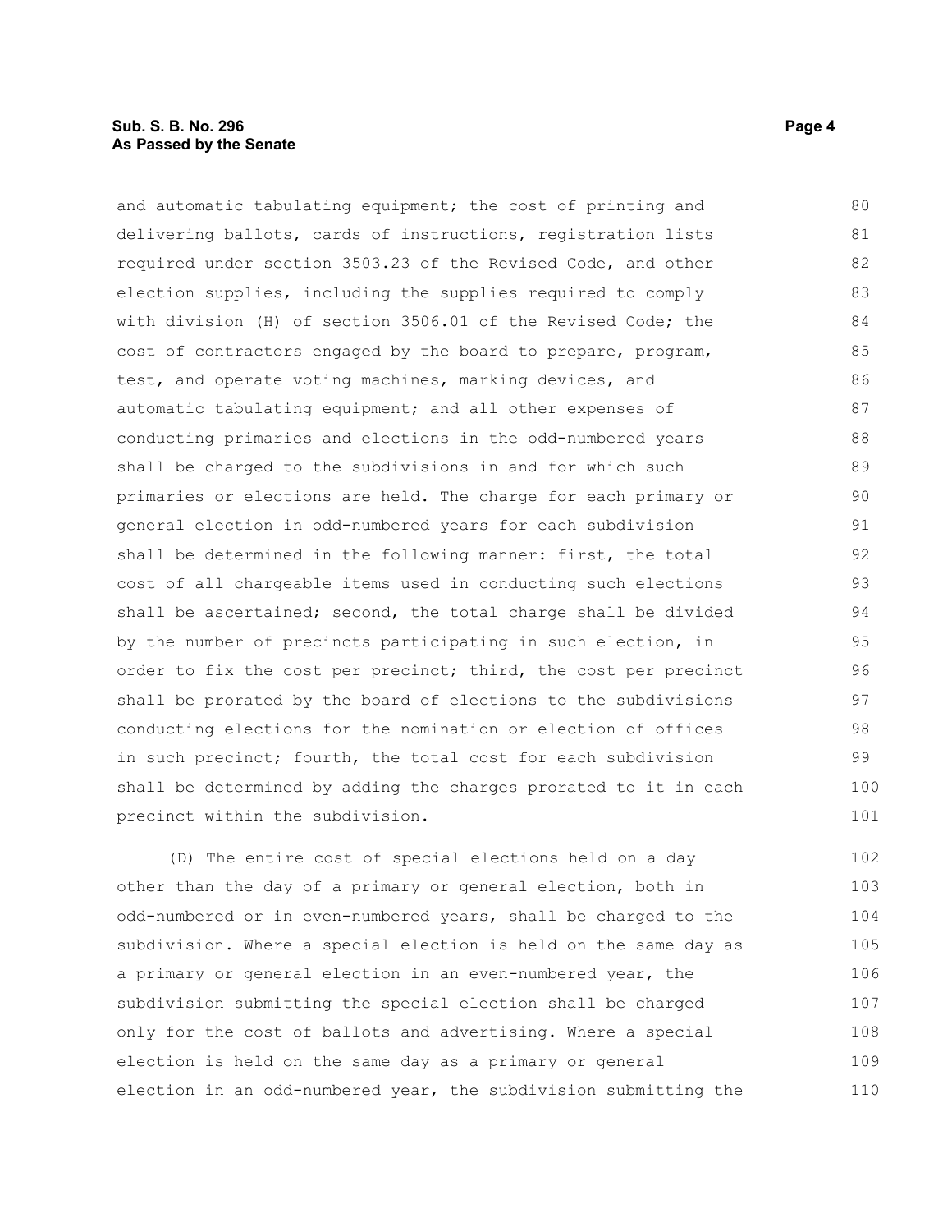and automatic tabulating equipment; the cost of printing and delivering ballots, cards of instructions, registration lists required under section 3503.23 of the Revised Code, and other election supplies, including the supplies required to comply with division (H) of section 3506.01 of the Revised Code; the cost of contractors engaged by the board to prepare, program, test, and operate voting machines, marking devices, and automatic tabulating equipment; and all other expenses of conducting primaries and elections in the odd-numbered years shall be charged to the subdivisions in and for which such primaries or elections are held. The charge for each primary or general election in odd-numbered years for each subdivision shall be determined in the following manner: first, the total cost of all chargeable items used in conducting such elections shall be ascertained; second, the total charge shall be divided by the number of precincts participating in such election, in order to fix the cost per precinct; third, the cost per precinct shall be prorated by the board of elections to the subdivisions conducting elections for the nomination or election of offices in such precinct; fourth, the total cost for each subdivision shall be determined by adding the charges prorated to it in each precinct within the subdivision.

(D) The entire cost of special elections held on a day other than the day of a primary or general election, both in odd-numbered or in even-numbered years, shall be charged to the subdivision. Where a special election is held on the same day as a primary or general election in an even-numbered year, the subdivision submitting the special election shall be charged only for the cost of ballots and advertising. Where a special election is held on the same day as a primary or general election in an odd-numbered year, the subdivision submitting the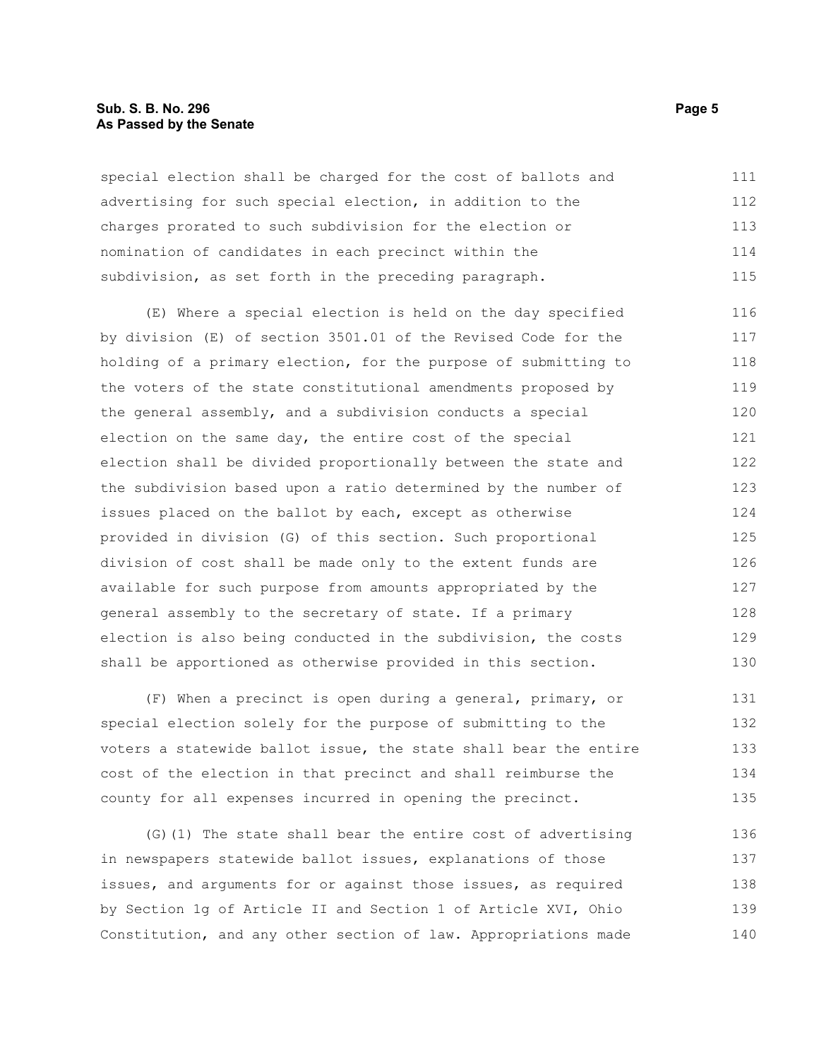special election shall be charged for the cost of ballots and advertising for such special election, in addition to the charges prorated to such subdivision for the election or nomination of candidates in each precinct within the subdivision, as set forth in the preceding paragraph.

(E) Where a special election is held on the day specified by division (E) of section 3501.01 of the Revised Code for the holding of a primary election, for the purpose of submitting to the voters of the state constitutional amendments proposed by the general assembly, and a subdivision conducts a special election on the same day, the entire cost of the special election shall be divided proportionally between the state and the subdivision based upon a ratio determined by the number of issues placed on the ballot by each, except as otherwise provided in division (G) of this section. Such proportional division of cost shall be made only to the extent funds are available for such purpose from amounts appropriated by the general assembly to the secretary of state. If a primary election is also being conducted in the subdivision, the costs shall be apportioned as otherwise provided in this section.

(F) When a precinct is open during a general, primary, or special election solely for the purpose of submitting to the voters a statewide ballot issue, the state shall bear the entire cost of the election in that precinct and shall reimburse the county for all expenses incurred in opening the precinct.

(G)(1) The state shall bear the entire cost of advertising in newspapers statewide ballot issues, explanations of those issues, and arguments for or against those issues, as required by Section 1g of Article II and Section 1 of Article XVI, Ohio Constitution, and any other section of law. Appropriations made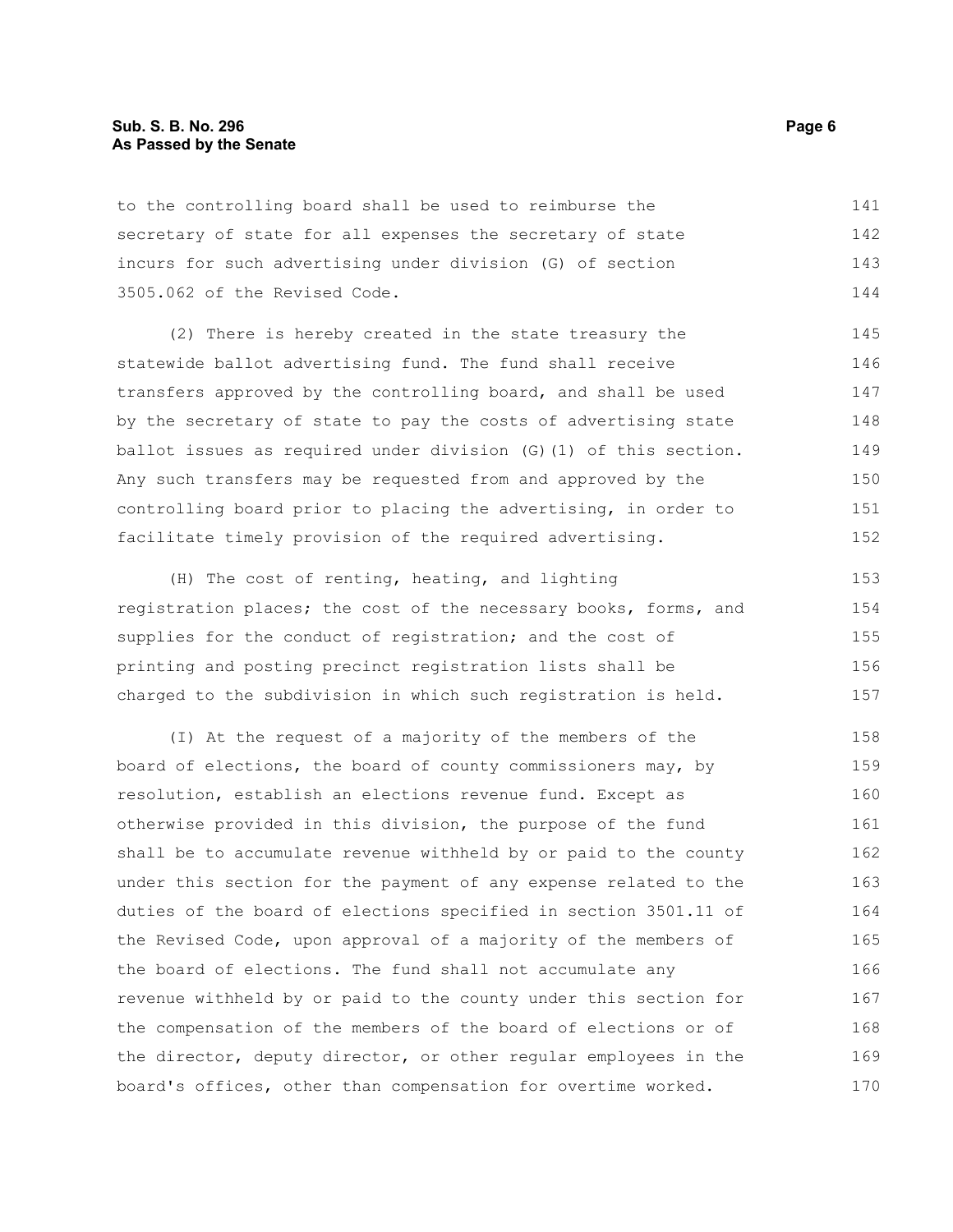to the controlling board shall be used to reimburse the secretary of state for all expenses the secretary of state incurs for such advertising under division (G) of section 3505.062 of the Revised Code.

(2) There is hereby created in the state treasury the statewide ballot advertising fund. The fund shall receive transfers approved by the controlling board, and shall be used by the secretary of state to pay the costs of advertising state ballot issues as required under division (G)(1) of this section. Any such transfers may be requested from and approved by the controlling board prior to placing the advertising, in order to facilitate timely provision of the required advertising.

(H) The cost of renting, heating, and lighting registration places; the cost of the necessary books, forms, and supplies for the conduct of registration; and the cost of printing and posting precinct registration lists shall be charged to the subdivision in which such registration is held.

(I) At the request of a majority of the members of the board of elections, the board of county commissioners may, by resolution, establish an elections revenue fund. Except as otherwise provided in this division, the purpose of the fund shall be to accumulate revenue withheld by or paid to the county under this section for the payment of any expense related to the duties of the board of elections specified in section 3501.11 of the Revised Code, upon approval of a majority of the members of the board of elections. The fund shall not accumulate any revenue withheld by or paid to the county under this section for the compensation of the members of the board of elections or of the director, deputy director, or other regular employees in the board's offices, other than compensation for overtime worked.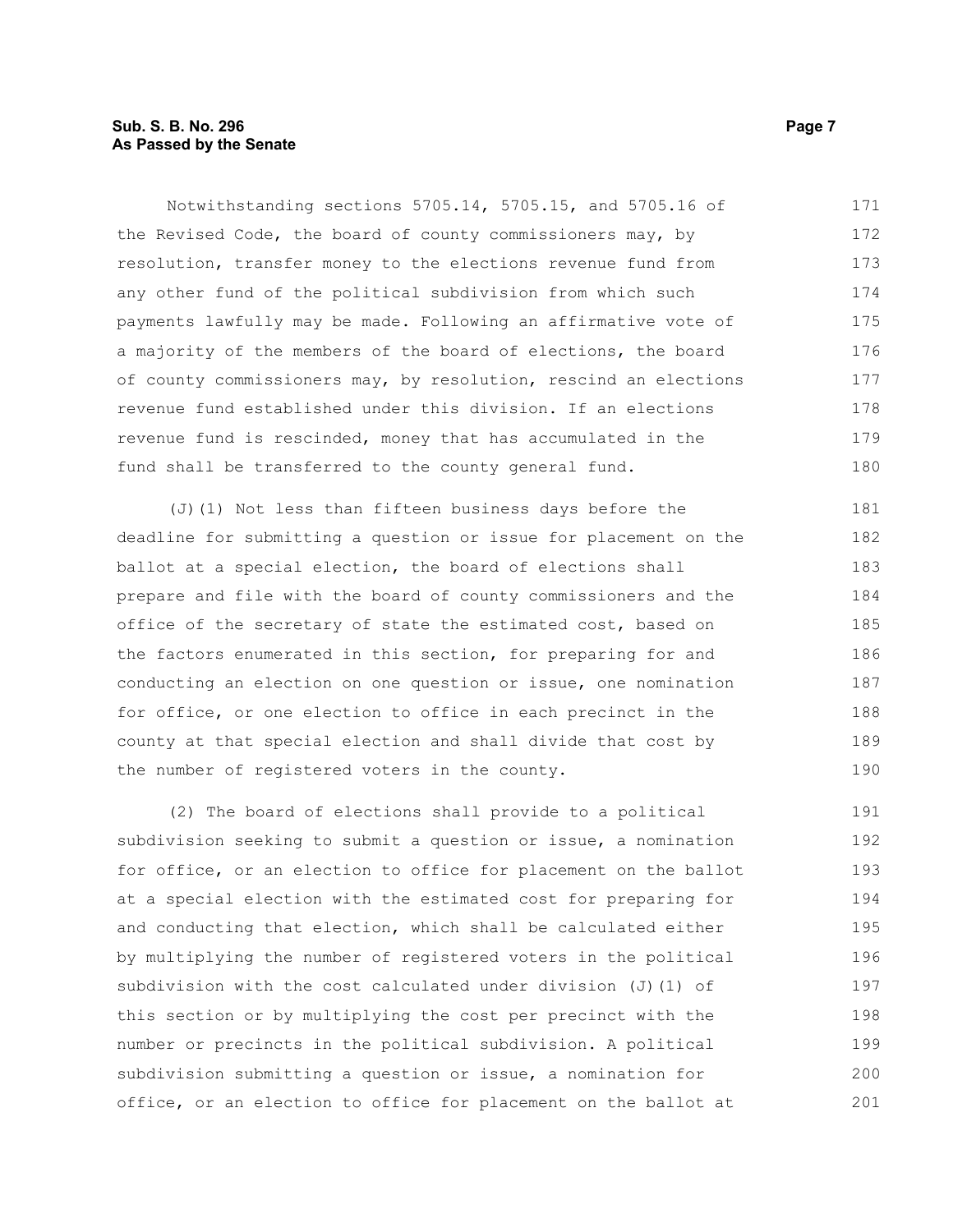Notwithstanding sections 5705.14, 5705.15, and 5705.16 of the Revised Code, the board of county commissioners may, by resolution, transfer money to the elections revenue fund from any other fund of the political subdivision from which such payments lawfully may be made. Following an affirmative vote of a majority of the members of the board of elections, the board of county commissioners may, by resolution, rescind an elections revenue fund established under this division. If an elections revenue fund is rescinded, money that has accumulated in the fund shall be transferred to the county general fund.

(J)(1) Not less than fifteen business days before the deadline for submitting a question or issue for placement on the ballot at a special election, the board of elections shall prepare and file with the board of county commissioners and the office of the secretary of state the estimated cost, based on the factors enumerated in this section, for preparing for and conducting an election on one question or issue, one nomination for office, or one election to office in each precinct in the county at that special election and shall divide that cost by the number of registered voters in the county.

(2) The board of elections shall provide to a political subdivision seeking to submit a question or issue, a nomination for office, or an election to office for placement on the ballot at a special election with the estimated cost for preparing for and conducting that election, which shall be calculated either by multiplying the number of registered voters in the political subdivision with the cost calculated under division (J)(1) of this section or by multiplying the cost per precinct with the number or precincts in the political subdivision. A political subdivision submitting a question or issue, a nomination for office, or an election to office for placement on the ballot at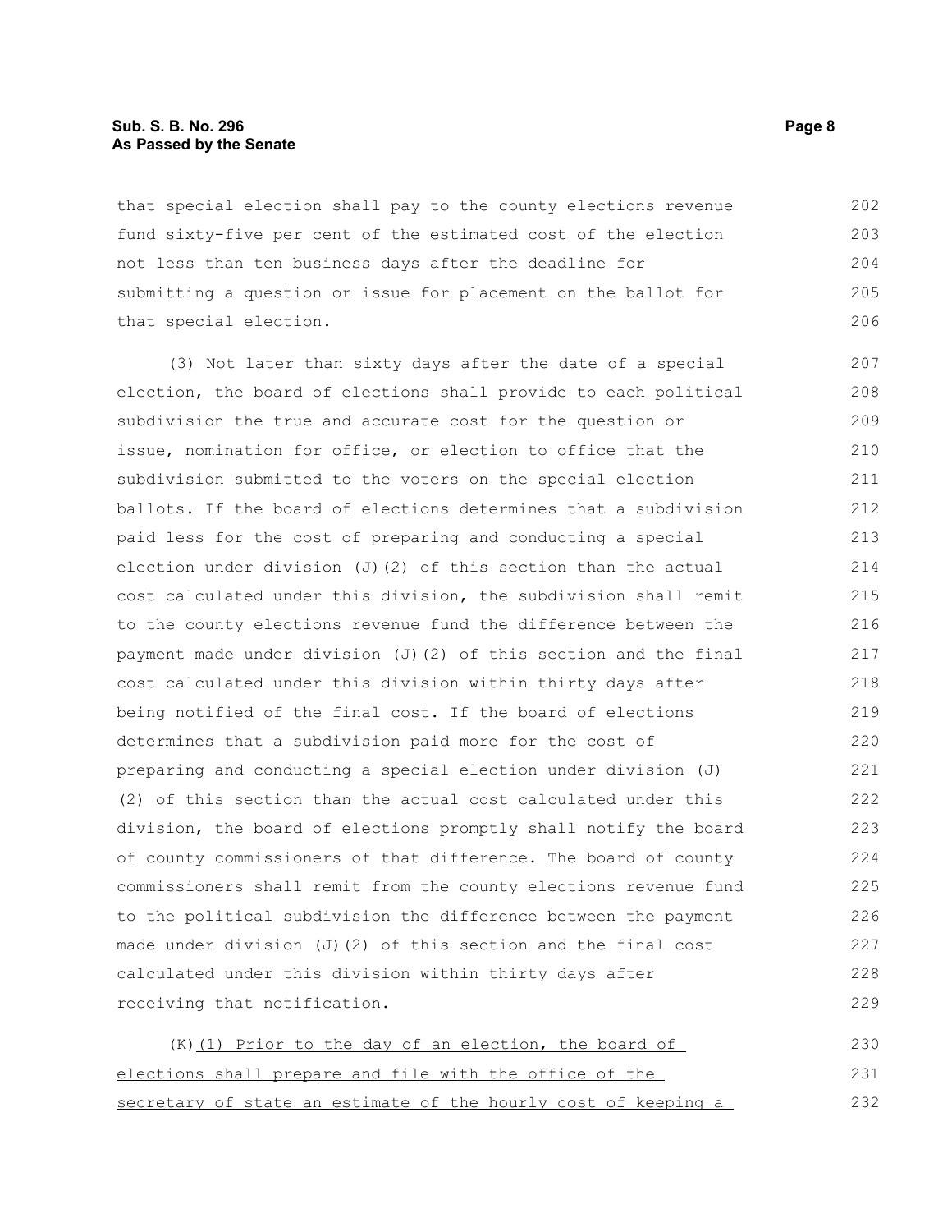that special election shall pay to the county elections revenue fund sixty-five per cent of the estimated cost of the election not less than ten business days after the deadline for submitting a question or issue for placement on the ballot for that special election.

(3) Not later than sixty days after the date of a special election, the board of elections shall provide to each political subdivision the true and accurate cost for the question or issue, nomination for office, or election to office that the subdivision submitted to the voters on the special election ballots. If the board of elections determines that a subdivision paid less for the cost of preparing and conducting a special election under division (J)(2) of this section than the actual cost calculated under this division, the subdivision shall remit to the county elections revenue fund the difference between the payment made under division (J)(2) of this section and the final cost calculated under this division within thirty days after being notified of the final cost. If the board of elections determines that a subdivision paid more for the cost of preparing and conducting a special election under division (J)(2) of this section than the actual cost calculated under this division, the board of elections promptly shall notify the board of county commissioners of that difference. The board of county commissioners shall remit from the county elections revenue fund to the political subdivision the difference between the payment made under division (J)(2) of this section and the final cost calculated under this division within thirty days after receiving that notification.

(K)<u>(1) Prior to the day of an election, the board of elections shall prepare and file with the office of the secretary of state an estimate of the hourly cost of keeping a</u>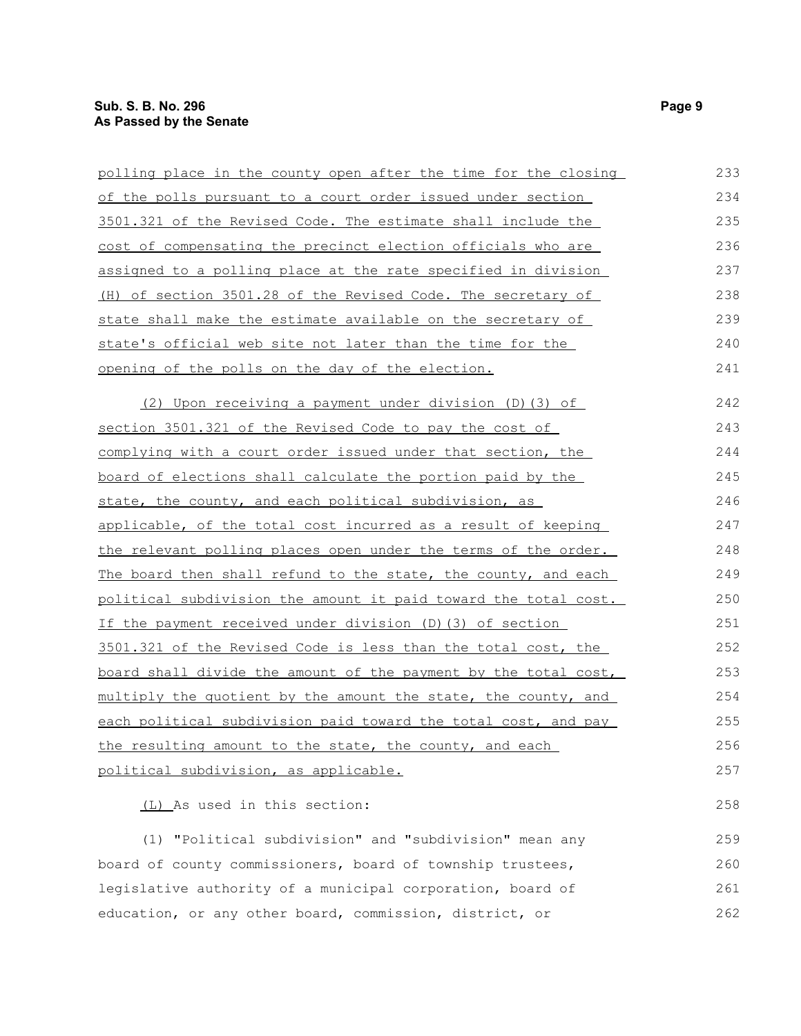polling place in the county open after the time for the closing of the polls pursuant to a court order issued under section 3501.321 of the Revised Code. The estimate shall include the cost of compensating the precinct election officials who are assigned to a polling place at the rate specified in division (H) of section 3501.28 of the Revised Code. The secretary of state shall make the estimate available on the secretary of state's official web site not later than the time for the opening of the polls on the day of the election.

(2) Upon receiving a payment under division (D)(3) of section 3501.321 of the Revised Code to pay the cost of complying with a court order issued under that section, the board of elections shall calculate the portion paid by the state, the county, and each political subdivision, as applicable, of the total cost incurred as a result of keeping the relevant polling places open under the terms of the order. The board then shall refund to the state, the county, and each political subdivision the amount it paid toward the total cost. If the payment received under division (D)(3) of section 3501.321 of the Revised Code is less than the total cost, the board shall divide the amount of the payment by the total cost, multiply the quotient by the amount the state, the county, and each political subdivision paid toward the total cost, and pay the resulting amount to the state, the county, and each political subdivision, as applicable.

(L) As used in this section:

(1) "Political subdivision" and "subdivision" mean any board of county commissioners, board of township trustees, legislative authority of a municipal corporation, board of education, or any other board, commission, district, or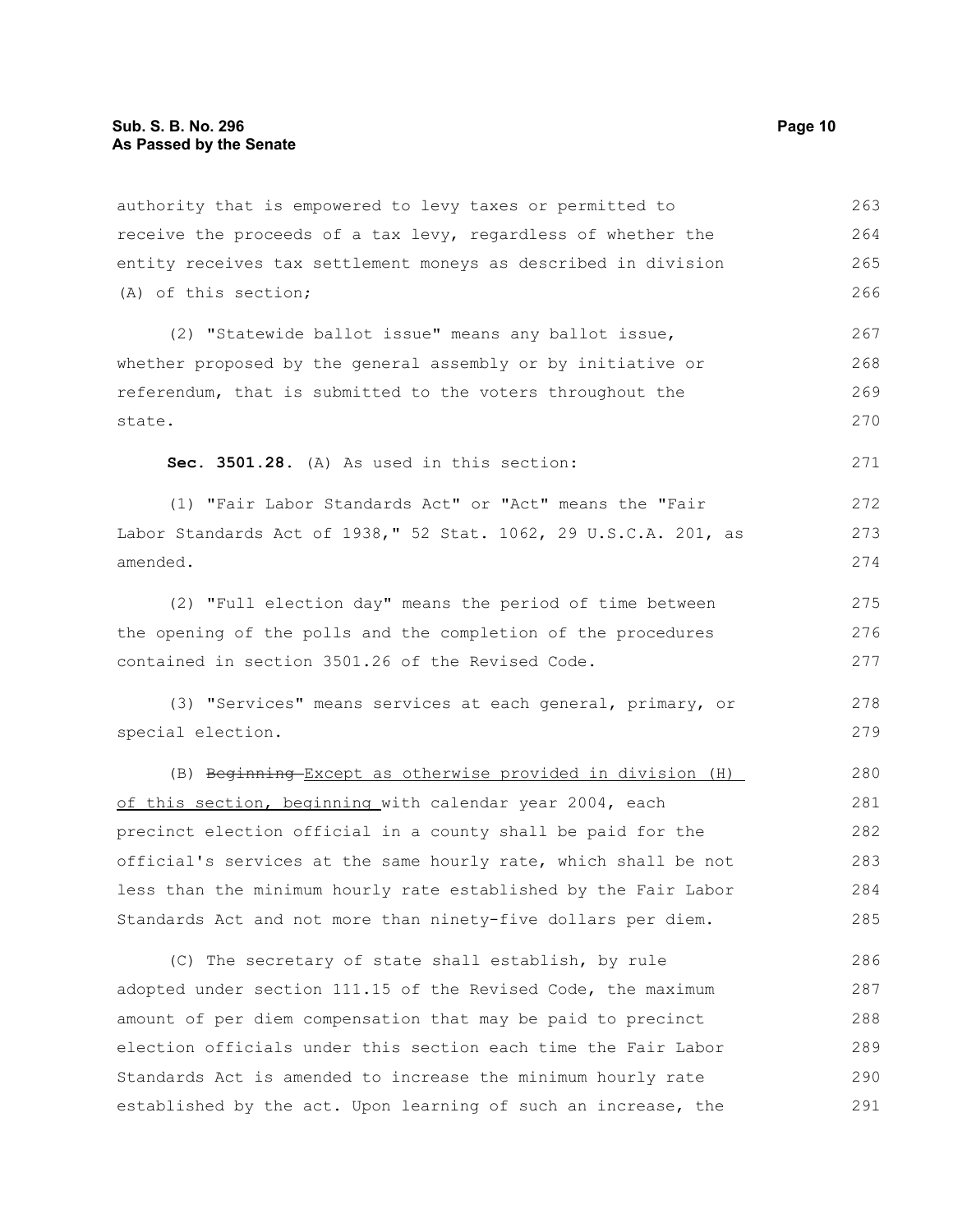authority that is empowered to levy taxes or permitted to receive the proceeds of a tax levy, regardless of whether the entity receives tax settlement moneys as described in division (A) of this section;

(2) "Statewide ballot issue" means any ballot issue, whether proposed by the general assembly or by initiative or referendum, that is submitted to the voters throughout the state.

**Sec. 3501.28.** (A) As used in this section:

(1) "Fair Labor Standards Act" or "Act" means the "Fair Labor Standards Act of 1938," 52 Stat. 1062, 29 U.S.C.A. 201, as amended.

(2) "Full election day" means the period of time between the opening of the polls and the completion of the procedures contained in section 3501.26 of the Revised Code.

(3) "Services" means services at each general, primary, or special election.

(B) ~~Beginning~~ Except as otherwise provided in division (H) of this section, beginning with calendar year 2004, each precinct election official in a county shall be paid for the official's services at the same hourly rate, which shall be not less than the minimum hourly rate established by the Fair Labor Standards Act and not more than ninety-five dollars per diem.

(C) The secretary of state shall establish, by rule adopted under section 111.15 of the Revised Code, the maximum amount of per diem compensation that may be paid to precinct election officials under this section each time the Fair Labor Standards Act is amended to increase the minimum hourly rate established by the act. Upon learning of such an increase, the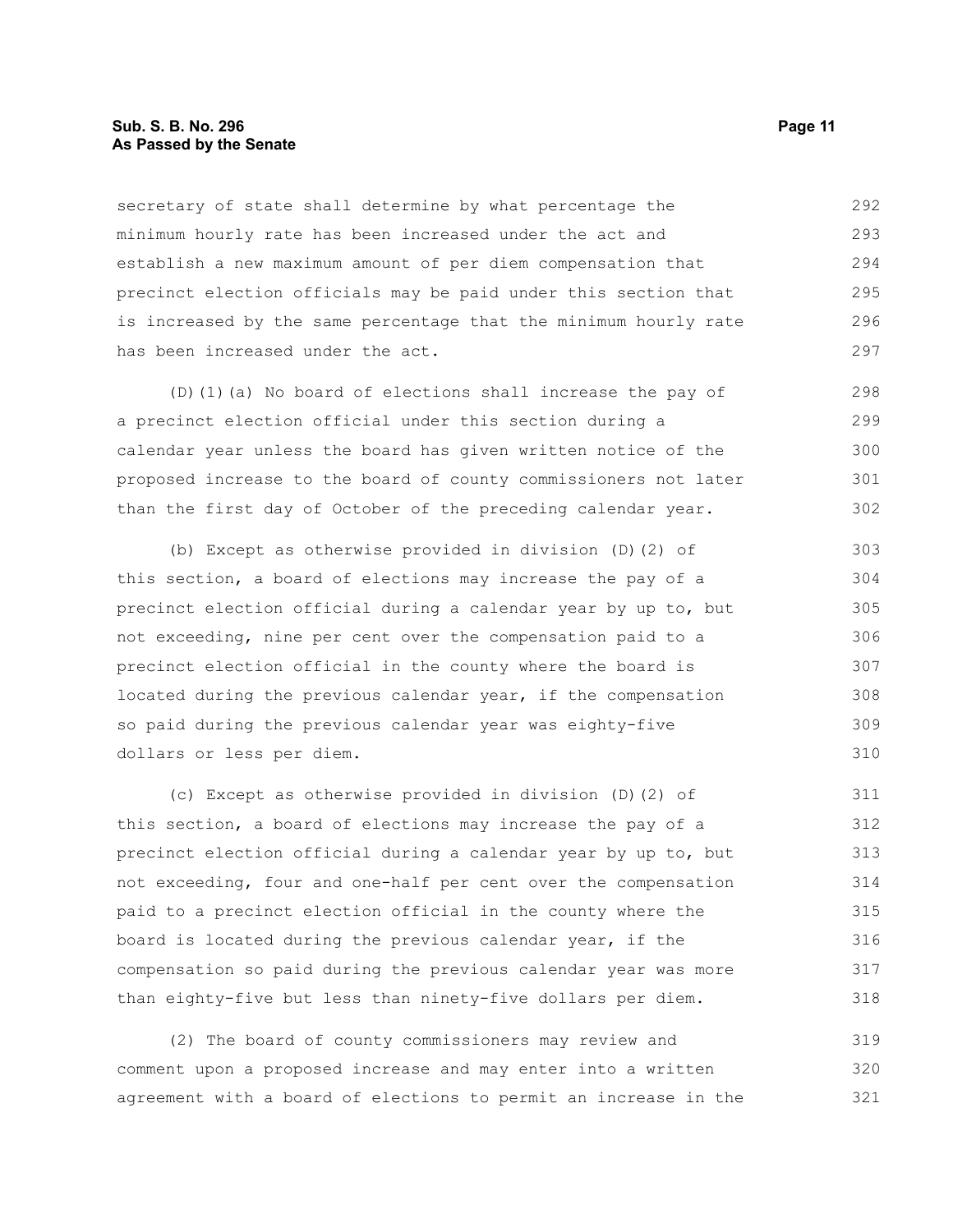secretary of state shall determine by what percentage the minimum hourly rate has been increased under the act and establish a new maximum amount of per diem compensation that precinct election officials may be paid under this section that is increased by the same percentage that the minimum hourly rate has been increased under the act.

(D)(1)(a) No board of elections shall increase the pay of a precinct election official under this section during a calendar year unless the board has given written notice of the proposed increase to the board of county commissioners not later than the first day of October of the preceding calendar year.

(b) Except as otherwise provided in division (D)(2) of this section, a board of elections may increase the pay of a precinct election official during a calendar year by up to, but not exceeding, nine per cent over the compensation paid to a precinct election official in the county where the board is located during the previous calendar year, if the compensation so paid during the previous calendar year was eighty-five dollars or less per diem.

(c) Except as otherwise provided in division (D)(2) of this section, a board of elections may increase the pay of a precinct election official during a calendar year by up to, but not exceeding, four and one-half per cent over the compensation paid to a precinct election official in the county where the board is located during the previous calendar year, if the compensation so paid during the previous calendar year was more than eighty-five but less than ninety-five dollars per diem.

(2) The board of county commissioners may review and comment upon a proposed increase and may enter into a written agreement with a board of elections to permit an increase in the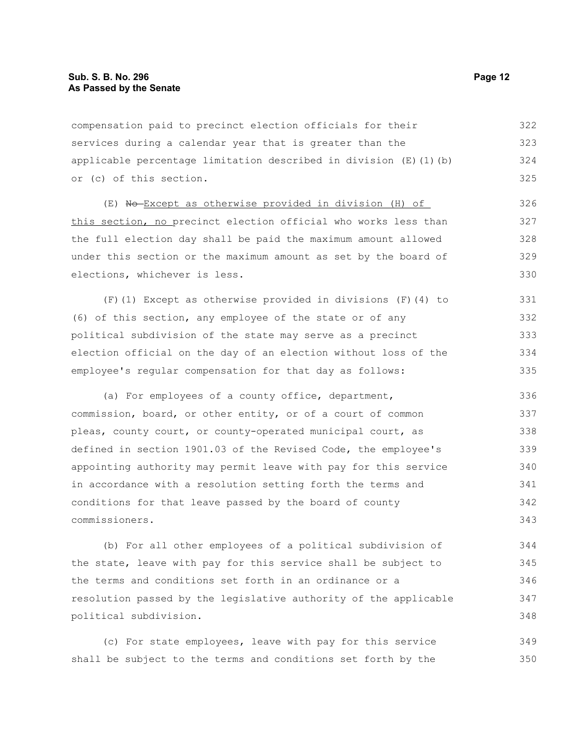compensation paid to precinct election officials for their services during a calendar year that is greater than the applicable percentage limitation described in division (E)(1)(b) or (c) of this section.

(E) ~~No~~ Except as otherwise provided in division (H) of this section, no precinct election official who works less than the full election day shall be paid the maximum amount allowed under this section or the maximum amount as set by the board of elections, whichever is less.

(F)(1) Except as otherwise provided in divisions (F)(4) to (6) of this section, any employee of the state or of any political subdivision of the state may serve as a precinct election official on the day of an election without loss of the employee's regular compensation for that day as follows:

(a) For employees of a county office, department, commission, board, or other entity, or of a court of common pleas, county court, or county-operated municipal court, as defined in section 1901.03 of the Revised Code, the employee's appointing authority may permit leave with pay for this service in accordance with a resolution setting forth the terms and conditions for that leave passed by the board of county commissioners.

(b) For all other employees of a political subdivision of the state, leave with pay for this service shall be subject to the terms and conditions set forth in an ordinance or a resolution passed by the legislative authority of the applicable political subdivision.

(c) For state employees, leave with pay for this service shall be subject to the terms and conditions set forth by the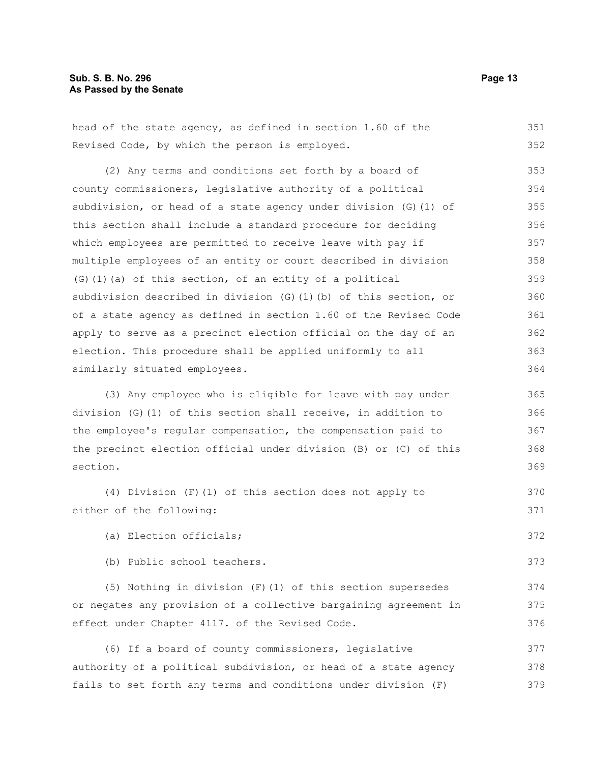head of the state agency, as defined in section 1.60 of the Revised Code, by which the person is employed.

(2) Any terms and conditions set forth by a board of county commissioners, legislative authority of a political subdivision, or head of a state agency under division (G)(1) of this section shall include a standard procedure for deciding which employees are permitted to receive leave with pay if multiple employees of an entity or court described in division (G)(1)(a) of this section, of an entity of a political subdivision described in division (G)(1)(b) of this section, or of a state agency as defined in section 1.60 of the Revised Code apply to serve as a precinct election official on the day of an election. This procedure shall be applied uniformly to all similarly situated employees.

(3) Any employee who is eligible for leave with pay under division (G)(1) of this section shall receive, in addition to the employee's regular compensation, the compensation paid to the precinct election official under division (B) or (C) of this section.

(4) Division (F)(1) of this section does not apply to either of the following:

(a) Election officials;

(b) Public school teachers.

(5) Nothing in division (F)(1) of this section supersedes or negates any provision of a collective bargaining agreement in effect under Chapter 4117. of the Revised Code.

(6) If a board of county commissioners, legislative authority of a political subdivision, or head of a state agency fails to set forth any terms and conditions under division (F)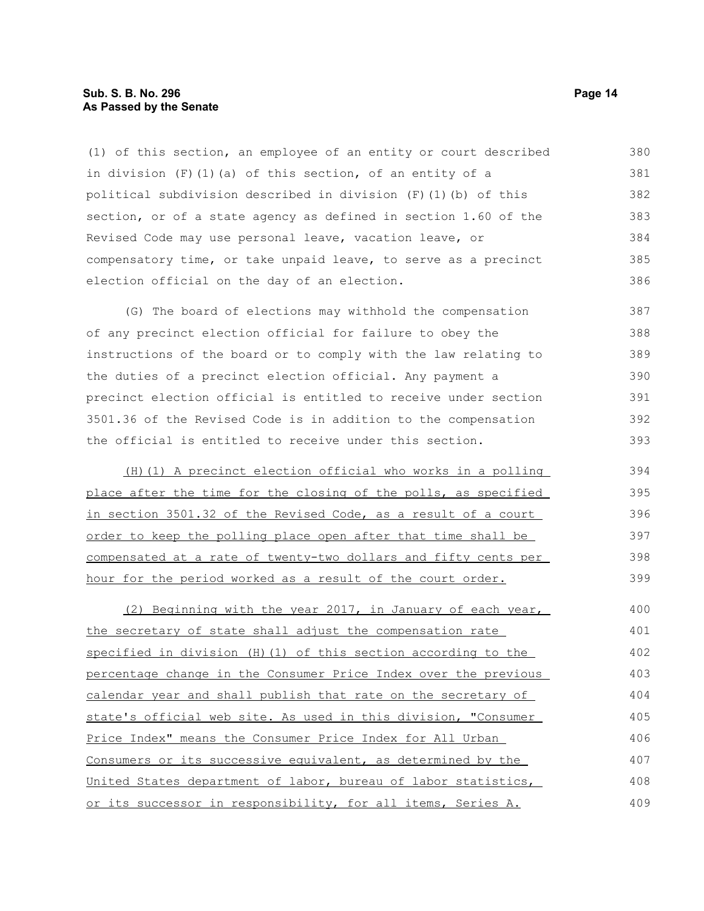(1) of this section, an employee of an entity or court described in division (F)(1)(a) of this section, of an entity of a political subdivision described in division (F)(1)(b) of this section, or of a state agency as defined in section 1.60 of the Revised Code may use personal leave, vacation leave, or compensatory time, or take unpaid leave, to serve as a precinct election official on the day of an election.

(G) The board of elections may withhold the compensation of any precinct election official for failure to obey the instructions of the board or to comply with the law relating to the duties of a precinct election official. Any payment a precinct election official is entitled to receive under section 3501.36 of the Revised Code is in addition to the compensation the official is entitled to receive under this section.

(H)(1) A precinct election official who works in a polling place after the time for the closing of the polls, as specified in section 3501.32 of the Revised Code, as a result of a court order to keep the polling place open after that time shall be compensated at a rate of twenty-two dollars and fifty cents per hour for the period worked as a result of the court order.

(2) Beginning with the year 2017, in January of each year, the secretary of state shall adjust the compensation rate specified in division (H)(1) of this section according to the percentage change in the Consumer Price Index over the previous calendar year and shall publish that rate on the secretary of state's official web site. As used in this division, "Consumer Price Index" means the Consumer Price Index for All Urban Consumers or its successive equivalent, as determined by the United States department of labor, bureau of labor statistics, or its successor in responsibility, for all items, Series A.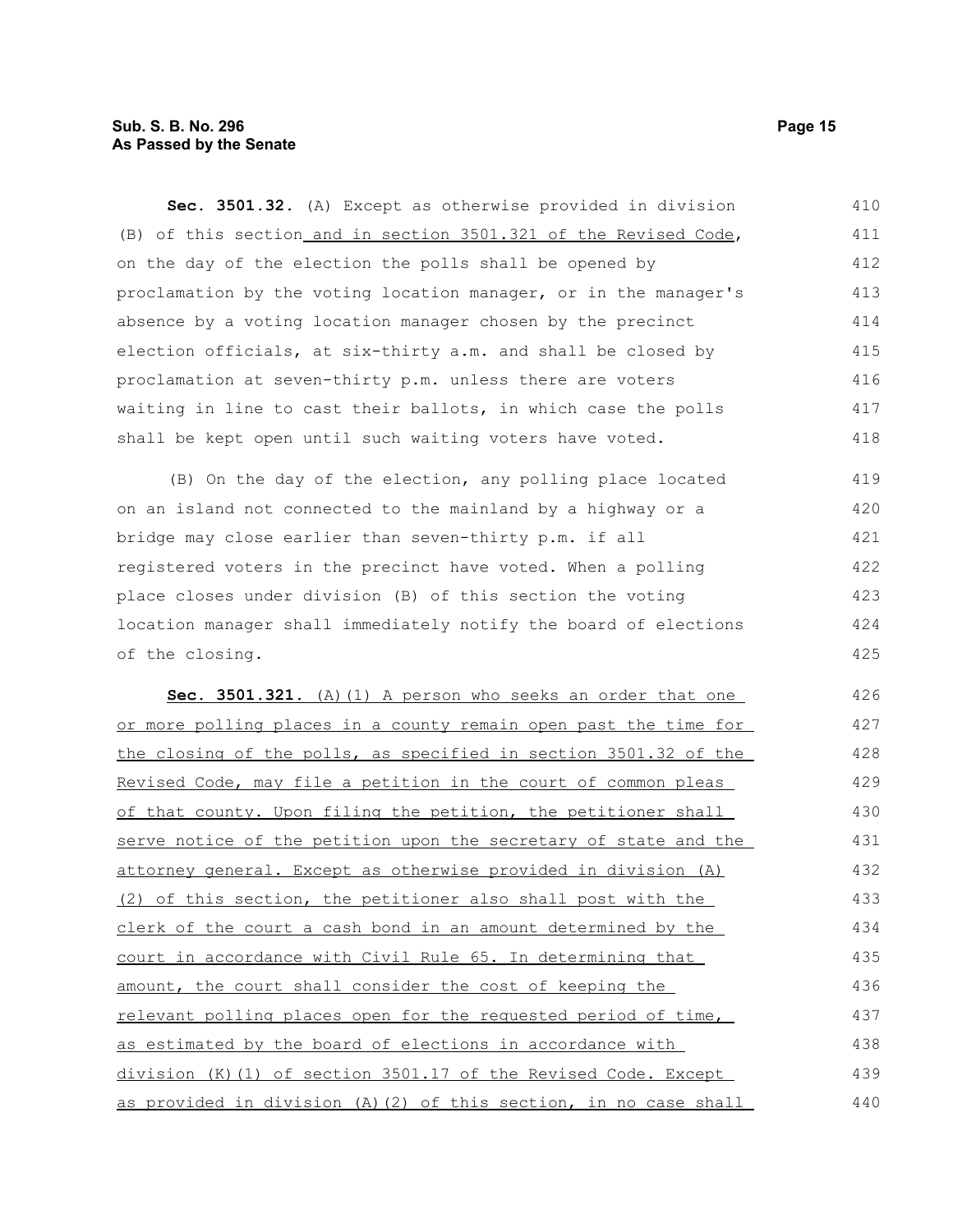**Sec. 3501.32.** (A) Except as otherwise provided in division (B) of this section and in section 3501.321 of the Revised Code, on the day of the election the polls shall be opened by proclamation by the voting location manager, or in the manager's absence by a voting location manager chosen by the precinct election officials, at six-thirty a.m. and shall be closed by proclamation at seven-thirty p.m. unless there are voters waiting in line to cast their ballots, in which case the polls shall be kept open until such waiting voters have voted.

(B) On the day of the election, any polling place located on an island not connected to the mainland by a highway or a bridge may close earlier than seven-thirty p.m. if all registered voters in the precinct have voted. When a polling place closes under division (B) of this section the voting location manager shall immediately notify the board of elections of the closing.

**Sec. 3501.321.** (A)(1) A person who seeks an order that one or more polling places in a county remain open past the time for the closing of the polls, as specified in section 3501.32 of the Revised Code, may file a petition in the court of common pleas of that county. Upon filing the petition, the petitioner shall serve notice of the petition upon the secretary of state and the attorney general. Except as otherwise provided in division (A)(2) of this section, the petitioner also shall post with the clerk of the court a cash bond in an amount determined by the court in accordance with Civil Rule 65. In determining that amount, the court shall consider the cost of keeping the relevant polling places open for the requested period of time, as estimated by the board of elections in accordance with division (K)(1) of section 3501.17 of the Revised Code. Except as provided in division (A)(2) of this section, in no case shall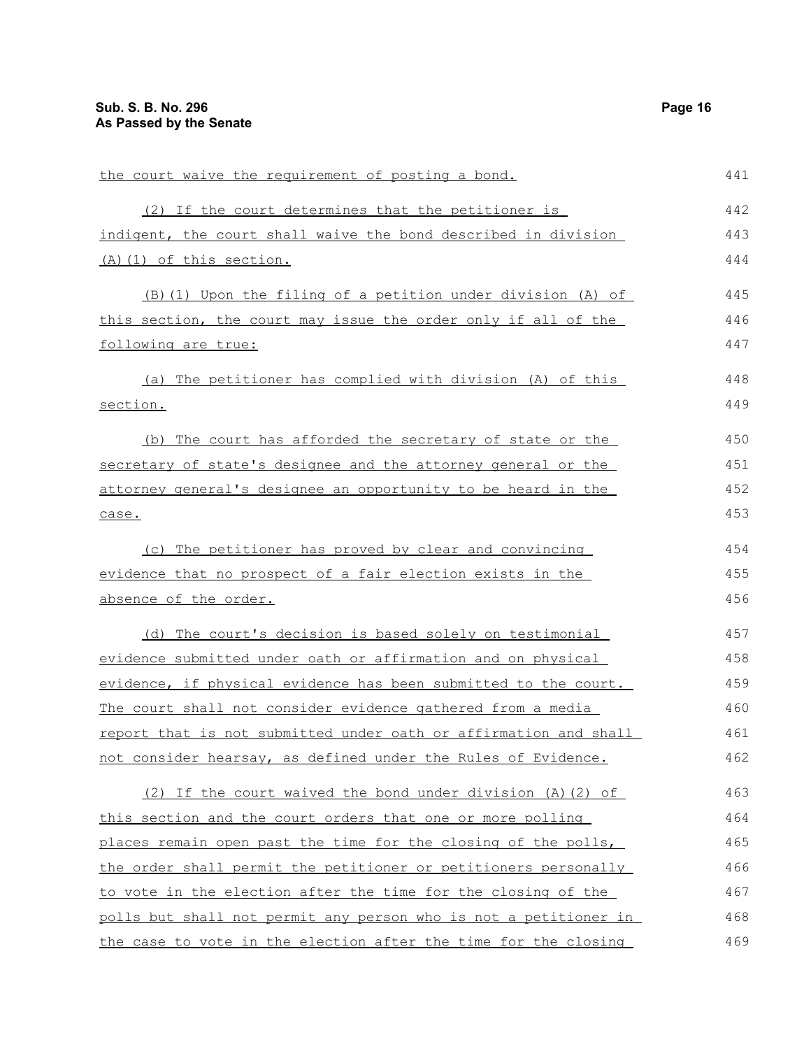the court waive the requirement of posting a bond.

(2) If the court determines that the petitioner is indigent, the court shall waive the bond described in division (A)(1) of this section.

(B)(1) Upon the filing of a petition under division (A) of this section, the court may issue the order only if all of the following are true:

(a) The petitioner has complied with division (A) of this section.

(b) The court has afforded the secretary of state or the secretary of state's designee and the attorney general or the attorney general's designee an opportunity to be heard in the case.

(c) The petitioner has proved by clear and convincing evidence that no prospect of a fair election exists in the absence of the order.

(d) The court's decision is based solely on testimonial evidence submitted under oath or affirmation and on physical evidence, if physical evidence has been submitted to the court. The court shall not consider evidence gathered from a media report that is not submitted under oath or affirmation and shall not consider hearsay, as defined under the Rules of Evidence.

(2) If the court waived the bond under division (A)(2) of this section and the court orders that one or more polling places remain open past the time for the closing of the polls, the order shall permit the petitioner or petitioners personally to vote in the election after the time for the closing of the polls but shall not permit any person who is not a petitioner in the case to vote in the election after the time for the closing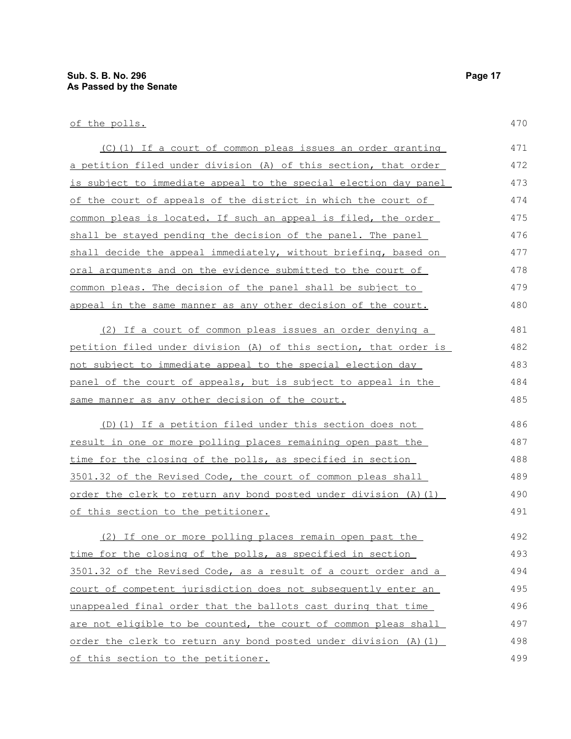of the polls.

(C)(1) If a court of common pleas issues an order granting a petition filed under division (A) of this section, that order is subject to immediate appeal to the special election day panel of the court of appeals of the district in which the court of common pleas is located. If such an appeal is filed, the order shall be stayed pending the decision of the panel. The panel shall decide the appeal immediately, without briefing, based on oral arguments and on the evidence submitted to the court of common pleas. The decision of the panel shall be subject to appeal in the same manner as any other decision of the court.

(2) If a court of common pleas issues an order denying a petition filed under division (A) of this section, that order is not subject to immediate appeal to the special election day panel of the court of appeals, but is subject to appeal in the same manner as any other decision of the court.

(D)(1) If a petition filed under this section does not result in one or more polling places remaining open past the time for the closing of the polls, as specified in section 3501.32 of the Revised Code, the court of common pleas shall order the clerk to return any bond posted under division (A)(1) of this section to the petitioner.

(2) If one or more polling places remain open past the time for the closing of the polls, as specified in section 3501.32 of the Revised Code, as a result of a court order and a court of competent jurisdiction does not subsequently enter an unappealed final order that the ballots cast during that time are not eligible to be counted, the court of common pleas shall order the clerk to return any bond posted under division (A)(1) of this section to the petitioner.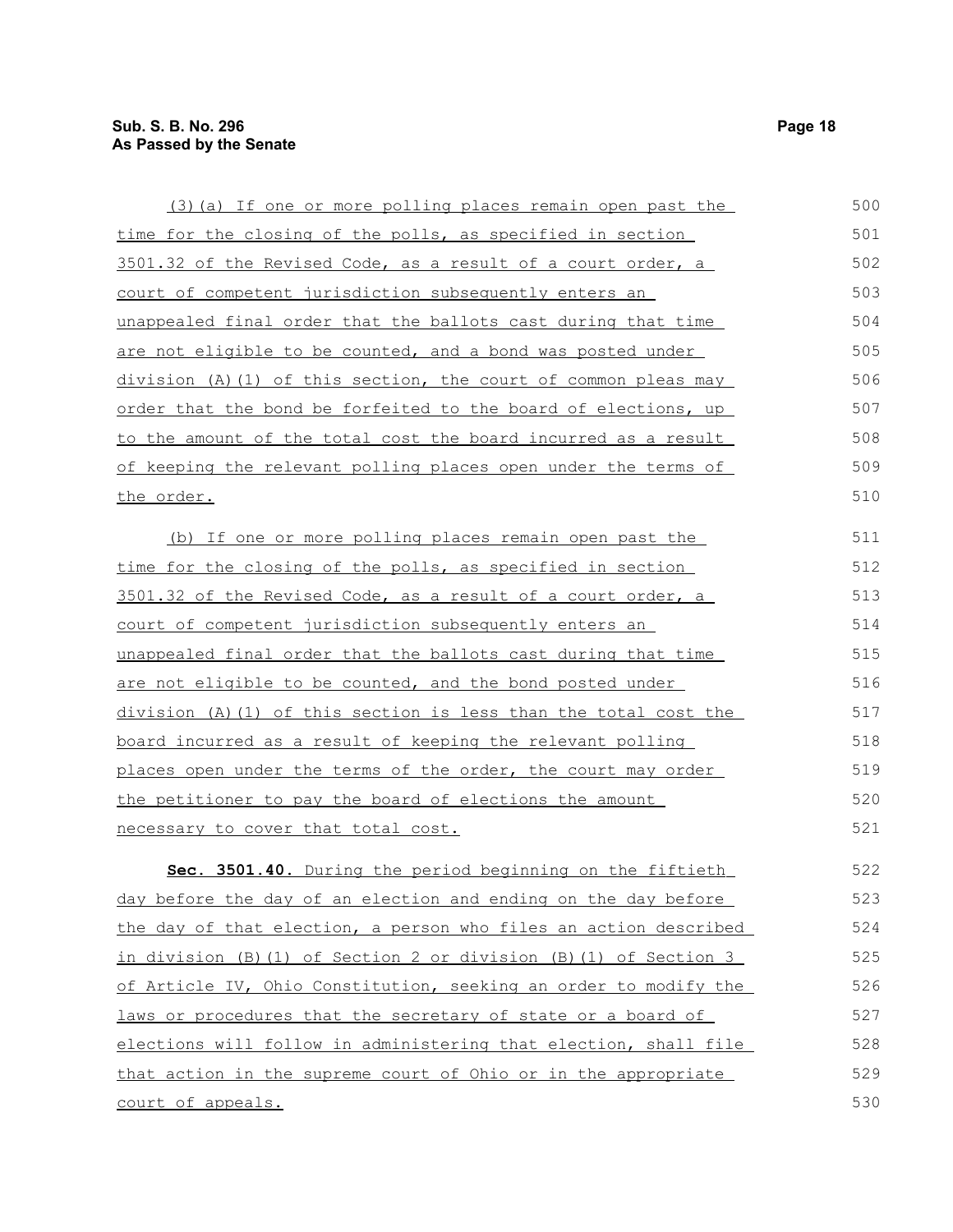(3)(a) If one or more polling places remain open past the time for the closing of the polls, as specified in section 3501.32 of the Revised Code, as a result of a court order, a court of competent jurisdiction subsequently enters an unappealed final order that the ballots cast during that time are not eligible to be counted, and a bond was posted under division (A)(1) of this section, the court of common pleas may order that the bond be forfeited to the board of elections, up to the amount of the total cost the board incurred as a result of keeping the relevant polling places open under the terms of the order.

(b) If one or more polling places remain open past the time for the closing of the polls, as specified in section 3501.32 of the Revised Code, as a result of a court order, a court of competent jurisdiction subsequently enters an unappealed final order that the ballots cast during that time are not eligible to be counted, and the bond posted under division (A)(1) of this section is less than the total cost the board incurred as a result of keeping the relevant polling places open under the terms of the order, the court may order the petitioner to pay the board of elections the amount necessary to cover that total cost.

**Sec. 3501.40.** During the period beginning on the fiftieth day before the day of an election and ending on the day before the day of that election, a person who files an action described in division (B)(1) of Section 2 or division (B)(1) of Section 3 of Article IV, Ohio Constitution, seeking an order to modify the laws or procedures that the secretary of state or a board of elections will follow in administering that election, shall file that action in the supreme court of Ohio or in the appropriate court of appeals.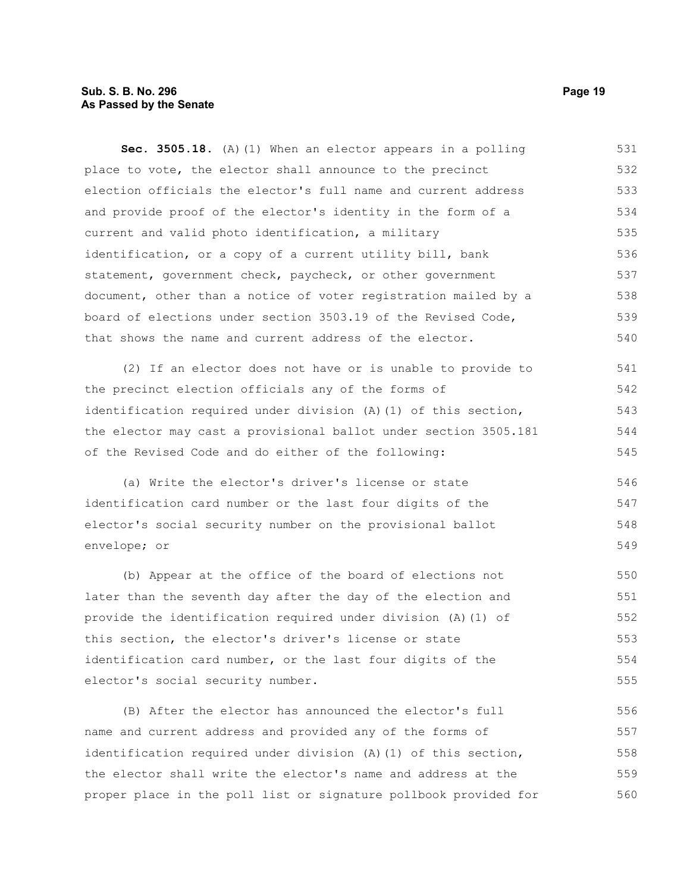**Sec. 3505.18.** (A)(1) When an elector appears in a polling place to vote, the elector shall announce to the precinct election officials the elector's full name and current address and provide proof of the elector's identity in the form of a current and valid photo identification, a military identification, or a copy of a current utility bill, bank statement, government check, paycheck, or other government document, other than a notice of voter registration mailed by a board of elections under section 3503.19 of the Revised Code, that shows the name and current address of the elector.

(2) If an elector does not have or is unable to provide to the precinct election officials any of the forms of identification required under division (A)(1) of this section, the elector may cast a provisional ballot under section 3505.181 of the Revised Code and do either of the following:

(a) Write the elector's driver's license or state identification card number or the last four digits of the elector's social security number on the provisional ballot envelope; or

(b) Appear at the office of the board of elections not later than the seventh day after the day of the election and provide the identification required under division (A)(1) of this section, the elector's driver's license or state identification card number, or the last four digits of the elector's social security number.

(B) After the elector has announced the elector's full name and current address and provided any of the forms of identification required under division (A)(1) of this section, the elector shall write the elector's name and address at the proper place in the poll list or signature pollbook provided for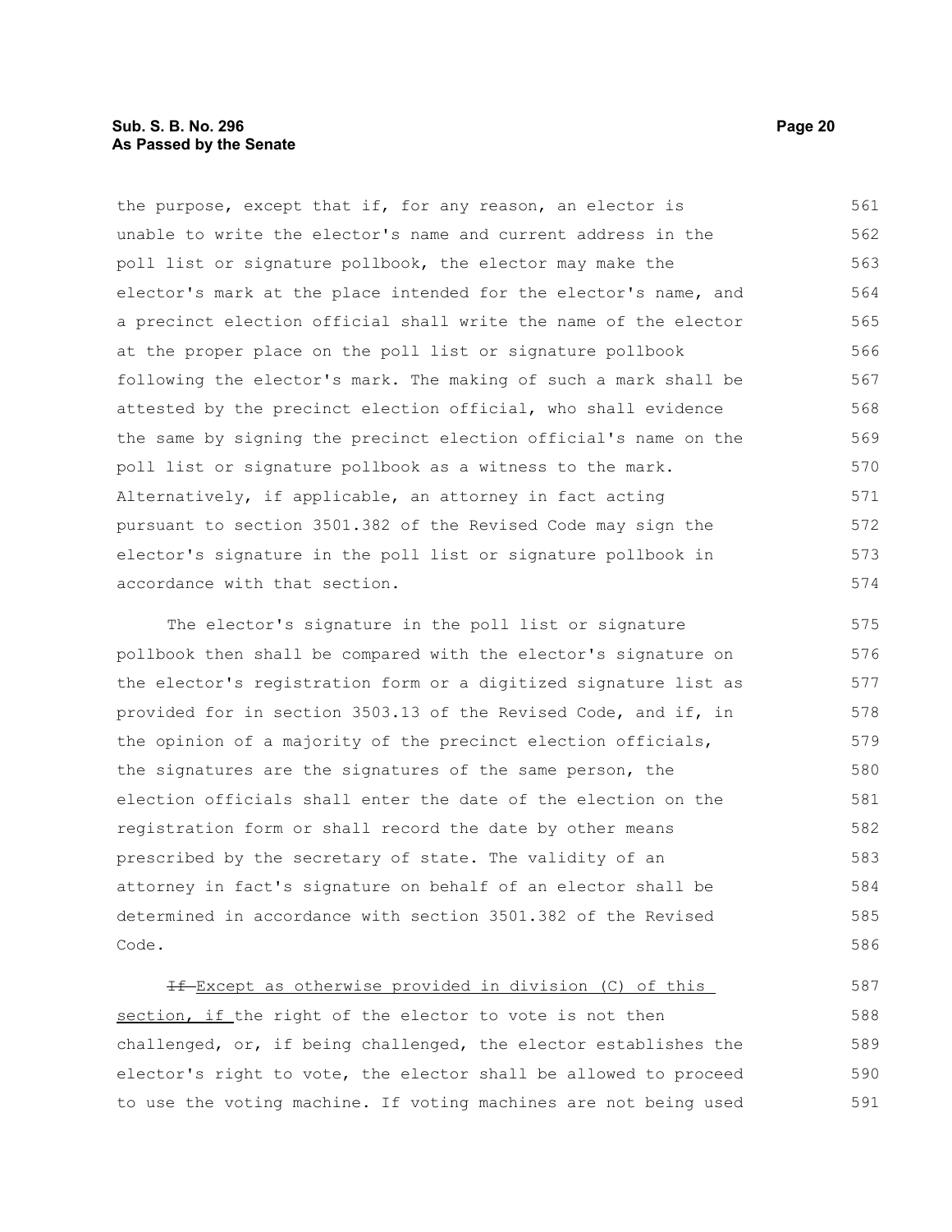the purpose, except that if, for any reason, an elector is unable to write the elector's name and current address in the poll list or signature pollbook, the elector may make the elector's mark at the place intended for the elector's name, and a precinct election official shall write the name of the elector at the proper place on the poll list or signature pollbook following the elector's mark. The making of such a mark shall be attested by the precinct election official, who shall evidence the same by signing the precinct election official's name on the poll list or signature pollbook as a witness to the mark. Alternatively, if applicable, an attorney in fact acting pursuant to section 3501.382 of the Revised Code may sign the elector's signature in the poll list or signature pollbook in accordance with that section.

The elector's signature in the poll list or signature pollbook then shall be compared with the elector's signature on the elector's registration form or a digitized signature list as provided for in section 3503.13 of the Revised Code, and if, in the opinion of a majority of the precinct election officials, the signatures are the signatures of the same person, the election officials shall enter the date of the election on the registration form or shall record the date by other means prescribed by the secretary of state. The validity of an attorney in fact's signature on behalf of an elector shall be determined in accordance with section 3501.382 of the Revised Code.

~~If~~ Except as otherwise provided in division (C) of this section, if the right of the elector to vote is not then challenged, or, if being challenged, the elector establishes the elector's right to vote, the elector shall be allowed to proceed to use the voting machine. If voting machines are not being used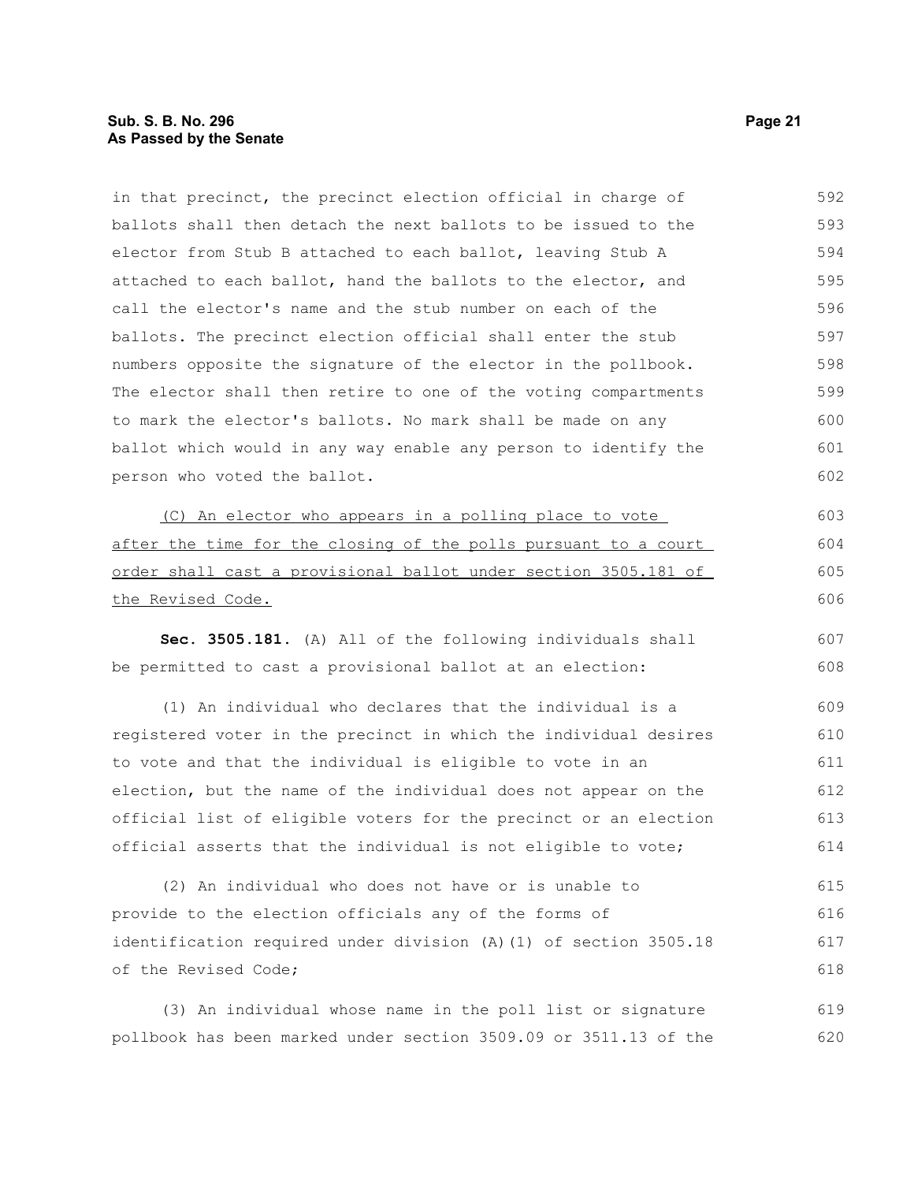in that precinct, the precinct election official in charge of ballots shall then detach the next ballots to be issued to the elector from Stub B attached to each ballot, leaving Stub A attached to each ballot, hand the ballots to the elector, and call the elector's name and the stub number on each of the ballots. The precinct election official shall enter the stub numbers opposite the signature of the elector in the pollbook. The elector shall then retire to one of the voting compartments to mark the elector's ballots. No mark shall be made on any ballot which would in any way enable any person to identify the person who voted the ballot.

<u>(C) An elector who appears in a polling place to vote after the time for the closing of the polls pursuant to a court order shall cast a provisional ballot under section 3505.181 of the Revised Code.</u>

**Sec. 3505.181.** (A) All of the following individuals shall be permitted to cast a provisional ballot at an election:

(1) An individual who declares that the individual is a registered voter in the precinct in which the individual desires to vote and that the individual is eligible to vote in an election, but the name of the individual does not appear on the official list of eligible voters for the precinct or an election official asserts that the individual is not eligible to vote;

(2) An individual who does not have or is unable to provide to the election officials any of the forms of identification required under division (A)(1) of section 3505.18 of the Revised Code;

(3) An individual whose name in the poll list or signature pollbook has been marked under section 3509.09 or 3511.13 of the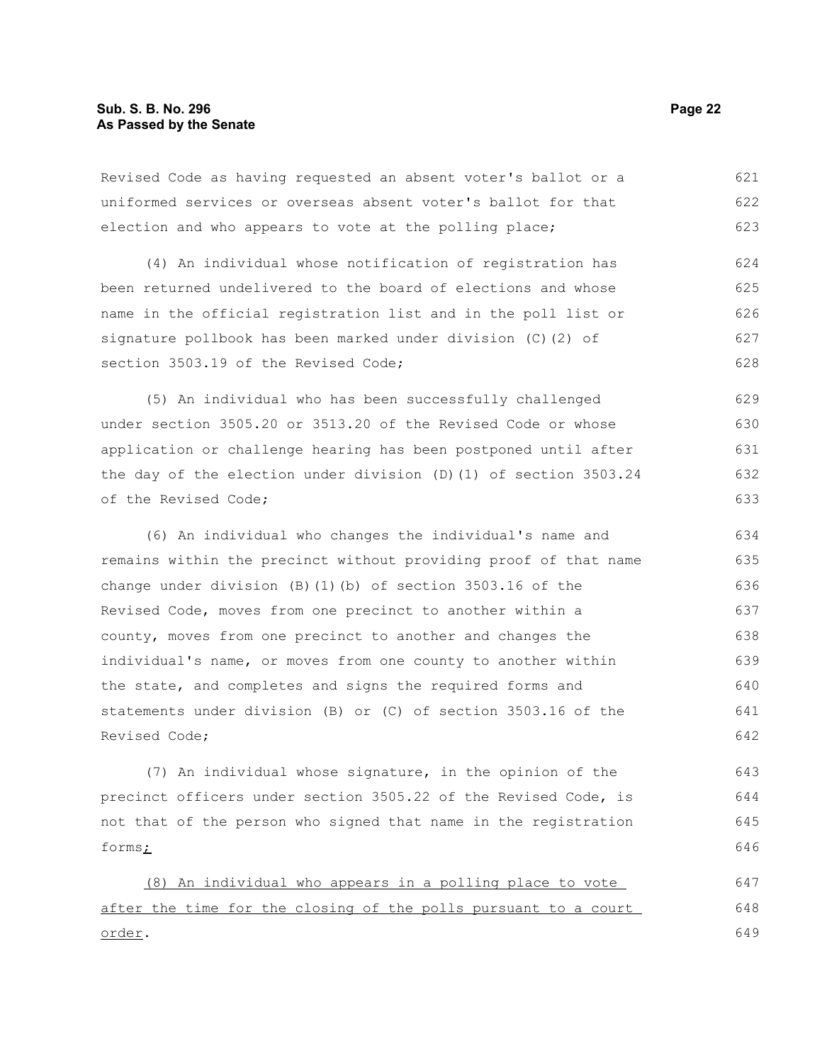Revised Code as having requested an absent voter's ballot or a uniformed services or overseas absent voter's ballot for that election and who appears to vote at the polling place;

(4) An individual whose notification of registration has been returned undelivered to the board of elections and whose name in the official registration list and in the poll list or signature pollbook has been marked under division (C)(2) of section 3503.19 of the Revised Code;

(5) An individual who has been successfully challenged under section 3505.20 or 3513.20 of the Revised Code or whose application or challenge hearing has been postponed until after the day of the election under division (D)(1) of section 3503.24 of the Revised Code;

(6) An individual who changes the individual's name and remains within the precinct without providing proof of that name change under division (B)(1)(b) of section 3503.16 of the Revised Code, moves from one precinct to another within a county, moves from one precinct to another and changes the individual's name, or moves from one county to another within the state, and completes and signs the required forms and statements under division (B) or (C) of section 3503.16 of the Revised Code;

(7) An individual whose signature, in the opinion of the precinct officers under section 3505.22 of the Revised Code, is not that of the person who signed that name in the registration forms;

(8) An individual who appears in a polling place to vote after the time for the closing of the polls pursuant to a court order.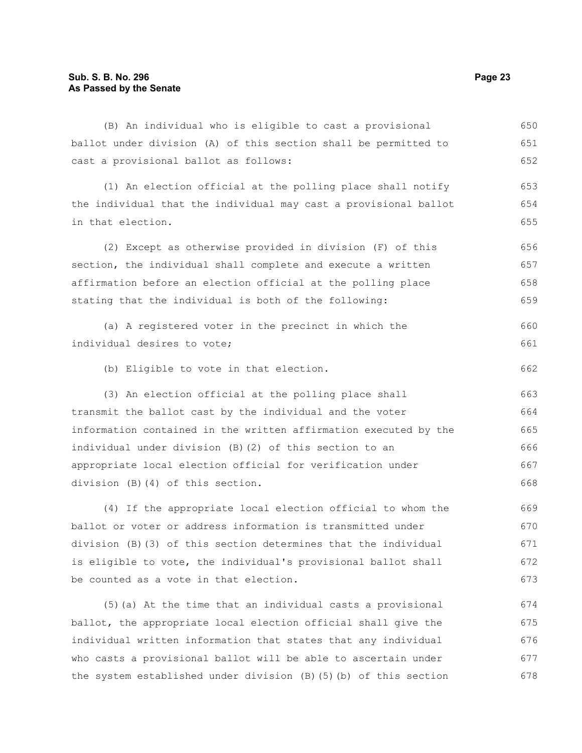(B) An individual who is eligible to cast a provisional ballot under division (A) of this section shall be permitted to cast a provisional ballot as follows:

(1) An election official at the polling place shall notify the individual that the individual may cast a provisional ballot in that election.

(2) Except as otherwise provided in division (F) of this section, the individual shall complete and execute a written affirmation before an election official at the polling place stating that the individual is both of the following:

(a) A registered voter in the precinct in which the individual desires to vote;

(b) Eligible to vote in that election.

(3) An election official at the polling place shall transmit the ballot cast by the individual and the voter information contained in the written affirmation executed by the individual under division (B)(2) of this section to an appropriate local election official for verification under division (B)(4) of this section.

(4) If the appropriate local election official to whom the ballot or voter or address information is transmitted under division (B)(3) of this section determines that the individual is eligible to vote, the individual's provisional ballot shall be counted as a vote in that election.

(5)(a) At the time that an individual casts a provisional ballot, the appropriate local election official shall give the individual written information that states that any individual who casts a provisional ballot will be able to ascertain under the system established under division (B)(5)(b) of this section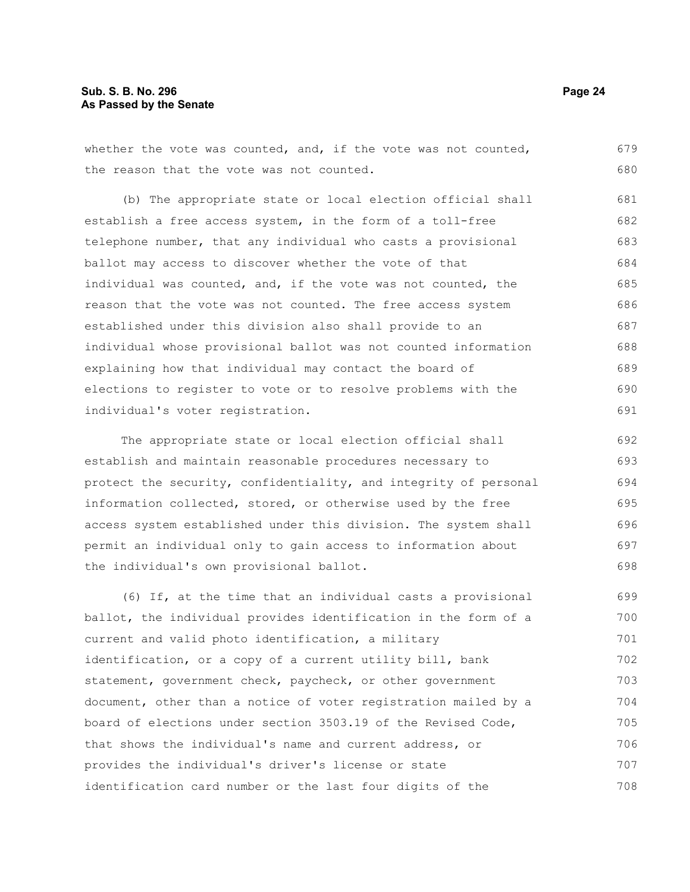whether the vote was counted, and, if the vote was not counted, the reason that the vote was not counted.

(b) The appropriate state or local election official shall establish a free access system, in the form of a toll-free telephone number, that any individual who casts a provisional ballot may access to discover whether the vote of that individual was counted, and, if the vote was not counted, the reason that the vote was not counted. The free access system established under this division also shall provide to an individual whose provisional ballot was not counted information explaining how that individual may contact the board of elections to register to vote or to resolve problems with the individual's voter registration.

The appropriate state or local election official shall establish and maintain reasonable procedures necessary to protect the security, confidentiality, and integrity of personal information collected, stored, or otherwise used by the free access system established under this division. The system shall permit an individual only to gain access to information about the individual's own provisional ballot.

(6) If, at the time that an individual casts a provisional ballot, the individual provides identification in the form of a current and valid photo identification, a military identification, or a copy of a current utility bill, bank statement, government check, paycheck, or other government document, other than a notice of voter registration mailed by a board of elections under section 3503.19 of the Revised Code, that shows the individual's name and current address, or provides the individual's driver's license or state identification card number or the last four digits of the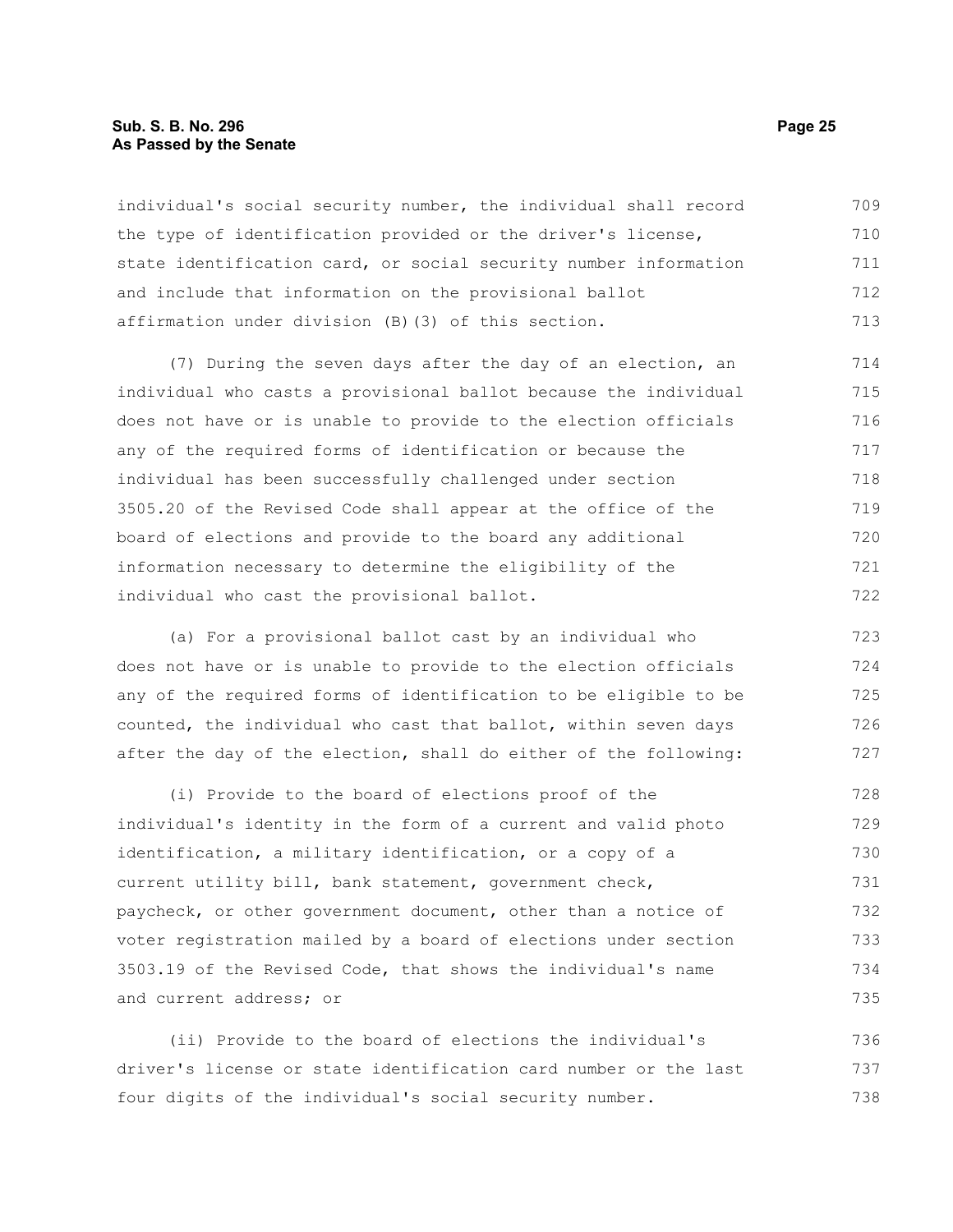individual's social security number, the individual shall record the type of identification provided or the driver's license, state identification card, or social security number information and include that information on the provisional ballot affirmation under division (B)(3) of this section.

(7) During the seven days after the day of an election, an individual who casts a provisional ballot because the individual does not have or is unable to provide to the election officials any of the required forms of identification or because the individual has been successfully challenged under section 3505.20 of the Revised Code shall appear at the office of the board of elections and provide to the board any additional information necessary to determine the eligibility of the individual who cast the provisional ballot.

(a) For a provisional ballot cast by an individual who does not have or is unable to provide to the election officials any of the required forms of identification to be eligible to be counted, the individual who cast that ballot, within seven days after the day of the election, shall do either of the following:

(i) Provide to the board of elections proof of the individual's identity in the form of a current and valid photo identification, a military identification, or a copy of a current utility bill, bank statement, government check, paycheck, or other government document, other than a notice of voter registration mailed by a board of elections under section 3503.19 of the Revised Code, that shows the individual's name and current address; or

(ii) Provide to the board of elections the individual's driver's license or state identification card number or the last four digits of the individual's social security number.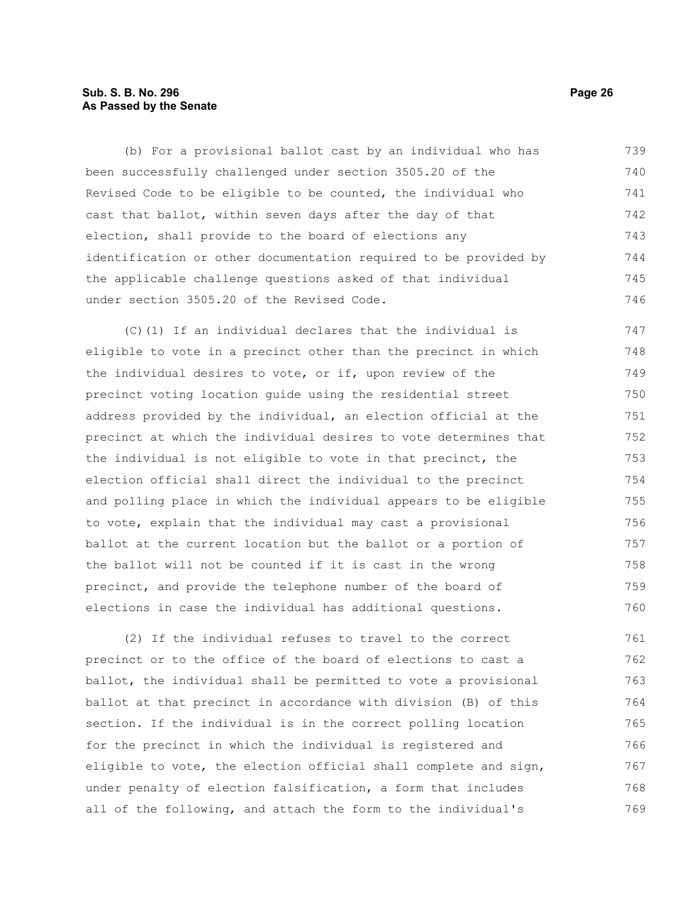(b) For a provisional ballot cast by an individual who has been successfully challenged under section 3505.20 of the Revised Code to be eligible to be counted, the individual who cast that ballot, within seven days after the day of that election, shall provide to the board of elections any identification or other documentation required to be provided by the applicable challenge questions asked of that individual under section 3505.20 of the Revised Code.

(C)(1) If an individual declares that the individual is eligible to vote in a precinct other than the precinct in which the individual desires to vote, or if, upon review of the precinct voting location guide using the residential street address provided by the individual, an election official at the precinct at which the individual desires to vote determines that the individual is not eligible to vote in that precinct, the election official shall direct the individual to the precinct and polling place in which the individual appears to be eligible to vote, explain that the individual may cast a provisional ballot at the current location but the ballot or a portion of the ballot will not be counted if it is cast in the wrong precinct, and provide the telephone number of the board of elections in case the individual has additional questions.

(2) If the individual refuses to travel to the correct precinct or to the office of the board of elections to cast a ballot, the individual shall be permitted to vote a provisional ballot at that precinct in accordance with division (B) of this section. If the individual is in the correct polling location for the precinct in which the individual is registered and eligible to vote, the election official shall complete and sign, under penalty of election falsification, a form that includes all of the following, and attach the form to the individual's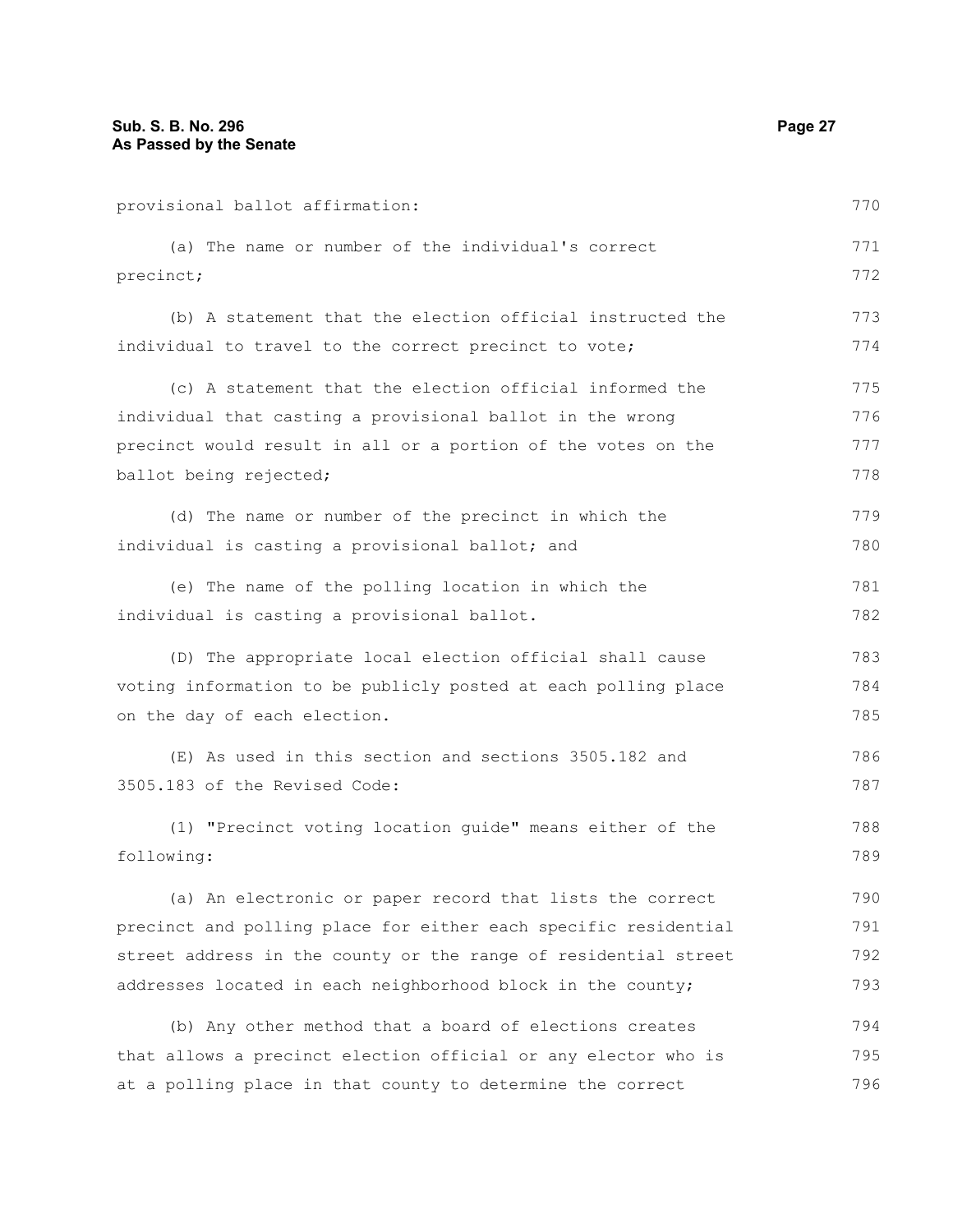provisional ballot affirmation:

(a) The name or number of the individual's correct precinct;

(b) A statement that the election official instructed the individual to travel to the correct precinct to vote;

(c) A statement that the election official informed the individual that casting a provisional ballot in the wrong precinct would result in all or a portion of the votes on the ballot being rejected;

(d) The name or number of the precinct in which the individual is casting a provisional ballot; and

(e) The name of the polling location in which the individual is casting a provisional ballot.

(D) The appropriate local election official shall cause voting information to be publicly posted at each polling place on the day of each election.

(E) As used in this section and sections 3505.182 and 3505.183 of the Revised Code:

(1) "Precinct voting location guide" means either of the following:

(a) An electronic or paper record that lists the correct precinct and polling place for either each specific residential street address in the county or the range of residential street addresses located in each neighborhood block in the county;

(b) Any other method that a board of elections creates that allows a precinct election official or any elector who is at a polling place in that county to determine the correct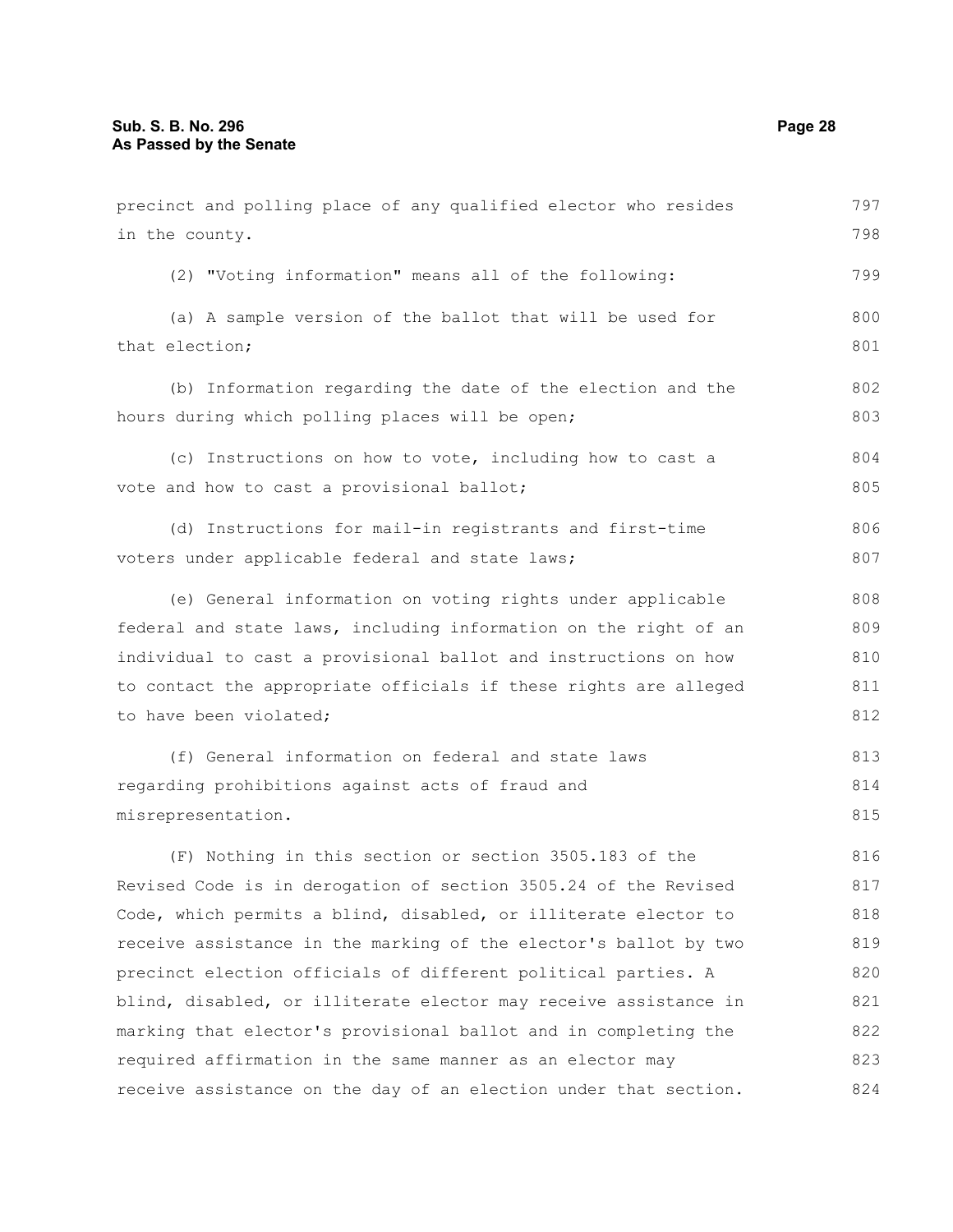precinct and polling place of any qualified elector who resides in the county.

(2) "Voting information" means all of the following:

(a) A sample version of the ballot that will be used for that election;

(b) Information regarding the date of the election and the hours during which polling places will be open;

(c) Instructions on how to vote, including how to cast a vote and how to cast a provisional ballot;

(d) Instructions for mail-in registrants and first-time voters under applicable federal and state laws;

(e) General information on voting rights under applicable federal and state laws, including information on the right of an individual to cast a provisional ballot and instructions on how to contact the appropriate officials if these rights are alleged to have been violated;

(f) General information on federal and state laws regarding prohibitions against acts of fraud and misrepresentation.

(F) Nothing in this section or section 3505.183 of the Revised Code is in derogation of section 3505.24 of the Revised Code, which permits a blind, disabled, or illiterate elector to receive assistance in the marking of the elector's ballot by two precinct election officials of different political parties. A blind, disabled, or illiterate elector may receive assistance in marking that elector's provisional ballot and in completing the required affirmation in the same manner as an elector may receive assistance on the day of an election under that section.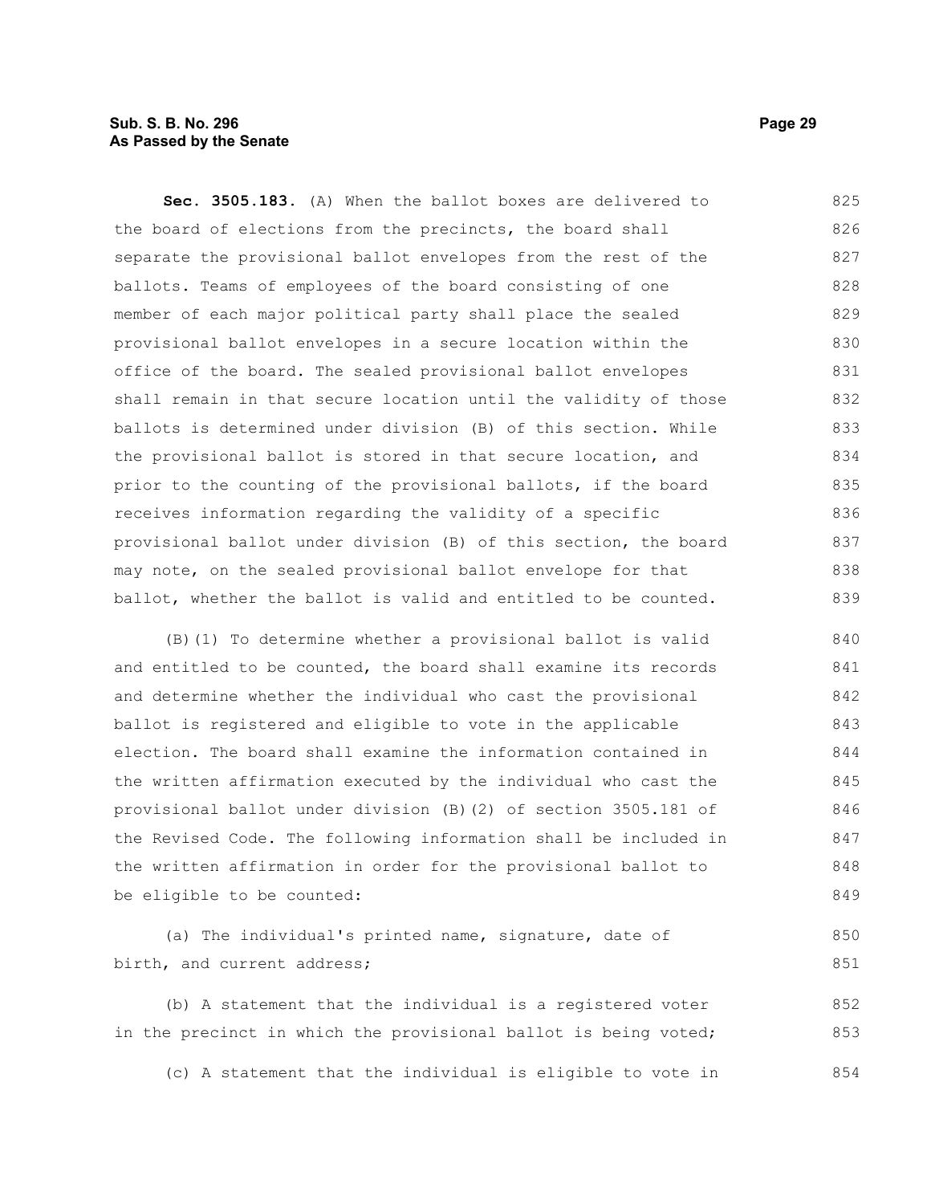**Sec. 3505.183.** (A) When the ballot boxes are delivered to the board of elections from the precincts, the board shall separate the provisional ballot envelopes from the rest of the ballots. Teams of employees of the board consisting of one member of each major political party shall place the sealed provisional ballot envelopes in a secure location within the office of the board. The sealed provisional ballot envelopes shall remain in that secure location until the validity of those ballots is determined under division (B) of this section. While the provisional ballot is stored in that secure location, and prior to the counting of the provisional ballots, if the board receives information regarding the validity of a specific provisional ballot under division (B) of this section, the board may note, on the sealed provisional ballot envelope for that ballot, whether the ballot is valid and entitled to be counted.

(B)(1) To determine whether a provisional ballot is valid and entitled to be counted, the board shall examine its records and determine whether the individual who cast the provisional ballot is registered and eligible to vote in the applicable election. The board shall examine the information contained in the written affirmation executed by the individual who cast the provisional ballot under division (B)(2) of section 3505.181 of the Revised Code. The following information shall be included in the written affirmation in order for the provisional ballot to be eligible to be counted:

(a) The individual's printed name, signature, date of birth, and current address;

(b) A statement that the individual is a registered voter in the precinct in which the provisional ballot is being voted;

(c) A statement that the individual is eligible to vote in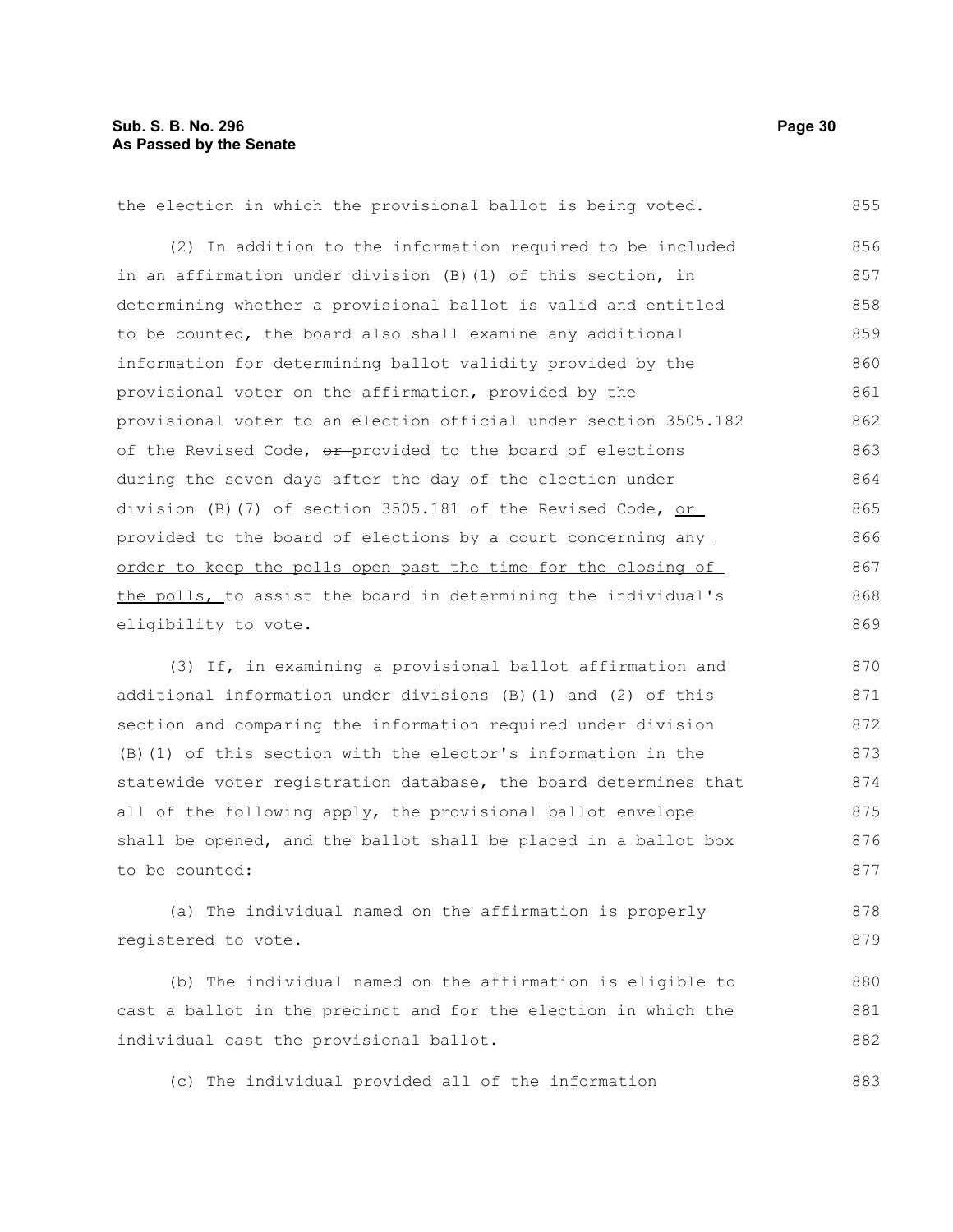the election in which the provisional ballot is being voted.

(2) In addition to the information required to be included in an affirmation under division (B)(1) of this section, in determining whether a provisional ballot is valid and entitled to be counted, the board also shall examine any additional information for determining ballot validity provided by the provisional voter on the affirmation, provided by the provisional voter to an election official under section 3505.182 of the Revised Code, ~~or~~ provided to the board of elections during the seven days after the day of the election under division (B)(7) of section 3505.181 of the Revised Code, <u>or provided to the board of elections by a court concerning any order to keep the polls open past the time for the closing of the polls,</u> to assist the board in determining the individual's eligibility to vote.

(3) If, in examining a provisional ballot affirmation and additional information under divisions (B)(1) and (2) of this section and comparing the information required under division (B)(1) of this section with the elector's information in the statewide voter registration database, the board determines that all of the following apply, the provisional ballot envelope shall be opened, and the ballot shall be placed in a ballot box to be counted:

(a) The individual named on the affirmation is properly registered to vote.

(b) The individual named on the affirmation is eligible to cast a ballot in the precinct and for the election in which the individual cast the provisional ballot.

(c) The individual provided all of the information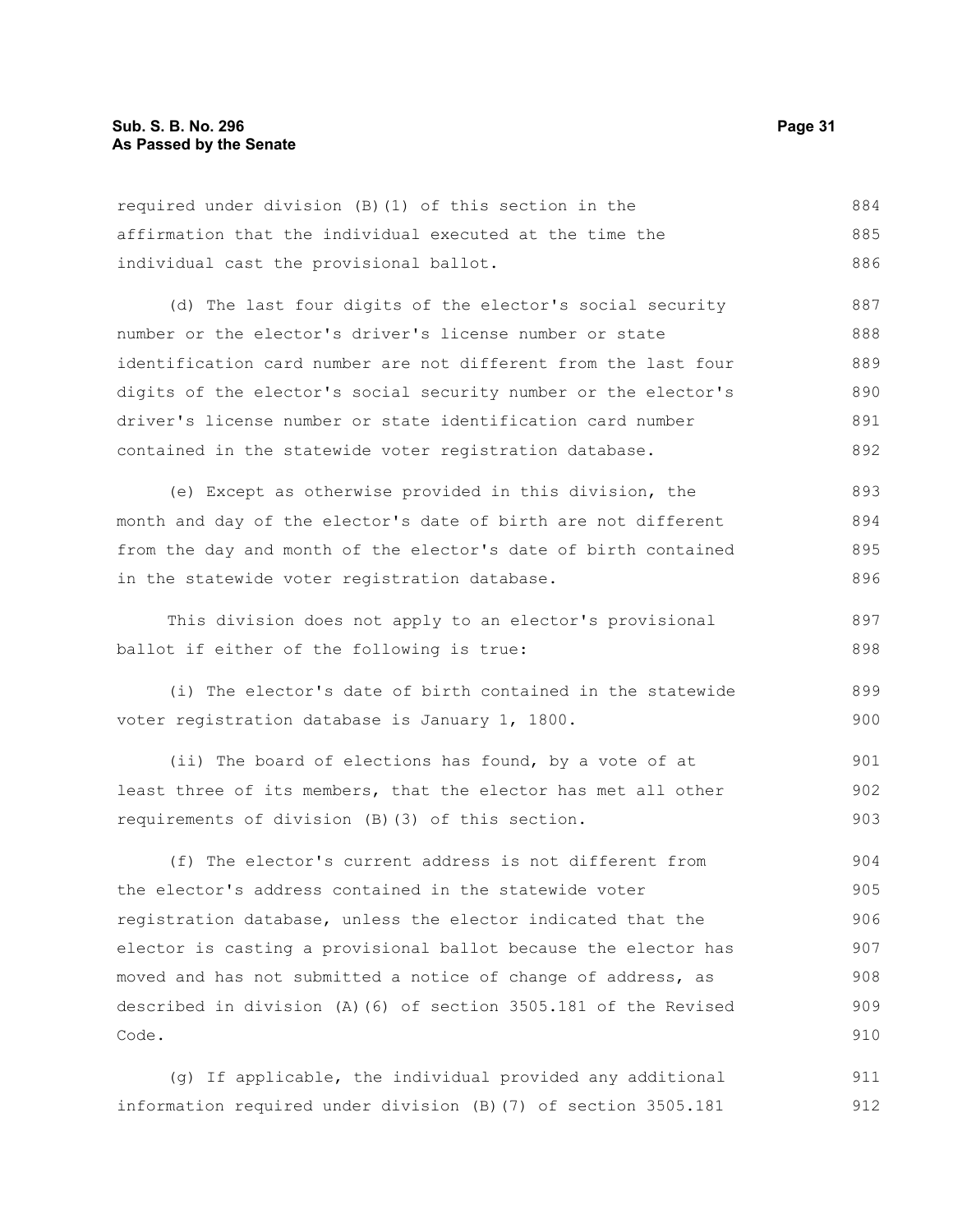required under division (B)(1) of this section in the affirmation that the individual executed at the time the individual cast the provisional ballot.

(d) The last four digits of the elector's social security number or the elector's driver's license number or state identification card number are not different from the last four digits of the elector's social security number or the elector's driver's license number or state identification card number contained in the statewide voter registration database.

(e) Except as otherwise provided in this division, the month and day of the elector's date of birth are not different from the day and month of the elector's date of birth contained in the statewide voter registration database.

This division does not apply to an elector's provisional ballot if either of the following is true:

(i) The elector's date of birth contained in the statewide voter registration database is January 1, 1800.

(ii) The board of elections has found, by a vote of at least three of its members, that the elector has met all other requirements of division (B)(3) of this section.

(f) The elector's current address is not different from the elector's address contained in the statewide voter registration database, unless the elector indicated that the elector is casting a provisional ballot because the elector has moved and has not submitted a notice of change of address, as described in division (A)(6) of section 3505.181 of the Revised Code.

(g) If applicable, the individual provided any additional information required under division (B)(7) of section 3505.181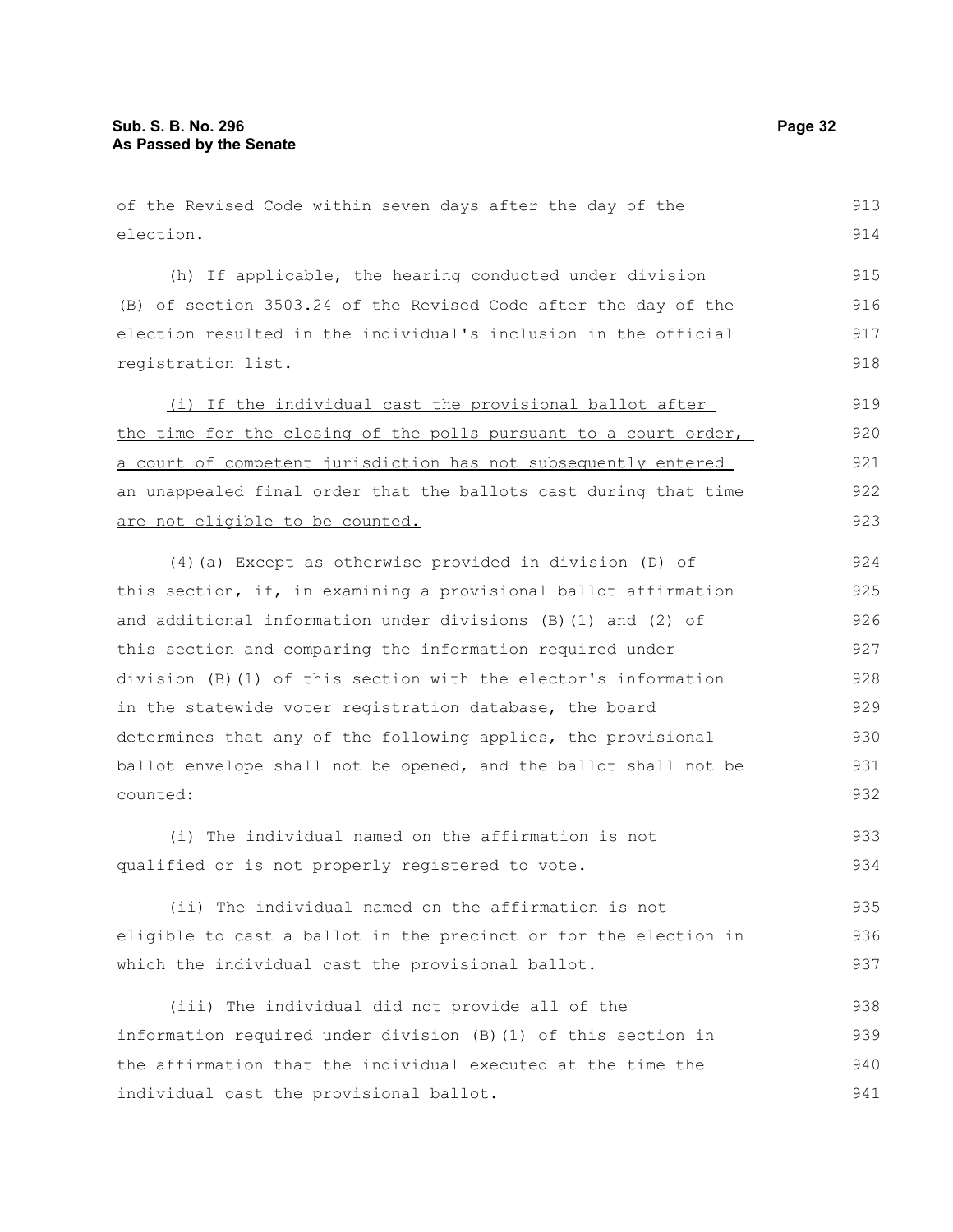of the Revised Code within seven days after the day of the election.

(h) If applicable, the hearing conducted under division (B) of section 3503.24 of the Revised Code after the day of the election resulted in the individual's inclusion in the official registration list.

<u>(i) If the individual cast the provisional ballot after the time for the closing of the polls pursuant to a court order, a court of competent jurisdiction has not subsequently entered an unappealed final order that the ballots cast during that time are not eligible to be counted.</u>

(4)(a) Except as otherwise provided in division (D) of this section, if, in examining a provisional ballot affirmation and additional information under divisions (B)(1) and (2) of this section and comparing the information required under division (B)(1) of this section with the elector's information in the statewide voter registration database, the board determines that any of the following applies, the provisional ballot envelope shall not be opened, and the ballot shall not be counted:

(i) The individual named on the affirmation is not qualified or is not properly registered to vote.

(ii) The individual named on the affirmation is not eligible to cast a ballot in the precinct or for the election in which the individual cast the provisional ballot.

(iii) The individual did not provide all of the information required under division (B)(1) of this section in the affirmation that the individual executed at the time the individual cast the provisional ballot.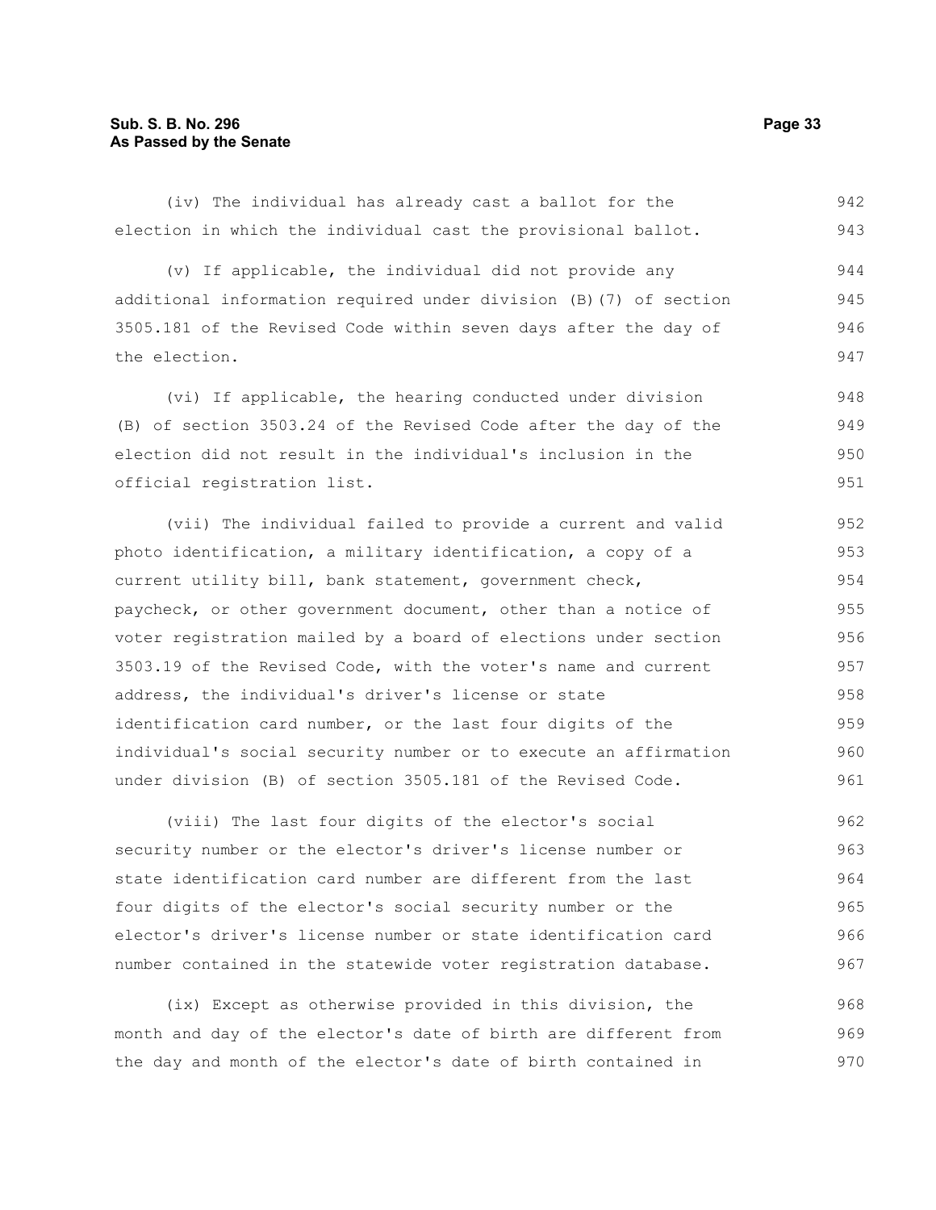(iv) The individual has already cast a ballot for the election in which the individual cast the provisional ballot.

(v) If applicable, the individual did not provide any additional information required under division (B)(7) of section 3505.181 of the Revised Code within seven days after the day of the election.

(vi) If applicable, the hearing conducted under division (B) of section 3503.24 of the Revised Code after the day of the election did not result in the individual's inclusion in the official registration list.

(vii) The individual failed to provide a current and valid photo identification, a military identification, a copy of a current utility bill, bank statement, government check, paycheck, or other government document, other than a notice of voter registration mailed by a board of elections under section 3503.19 of the Revised Code, with the voter's name and current address, the individual's driver's license or state identification card number, or the last four digits of the individual's social security number or to execute an affirmation under division (B) of section 3505.181 of the Revised Code.

(viii) The last four digits of the elector's social security number or the elector's driver's license number or state identification card number are different from the last four digits of the elector's social security number or the elector's driver's license number or state identification card number contained in the statewide voter registration database.

(ix) Except as otherwise provided in this division, the month and day of the elector's date of birth are different from the day and month of the elector's date of birth contained in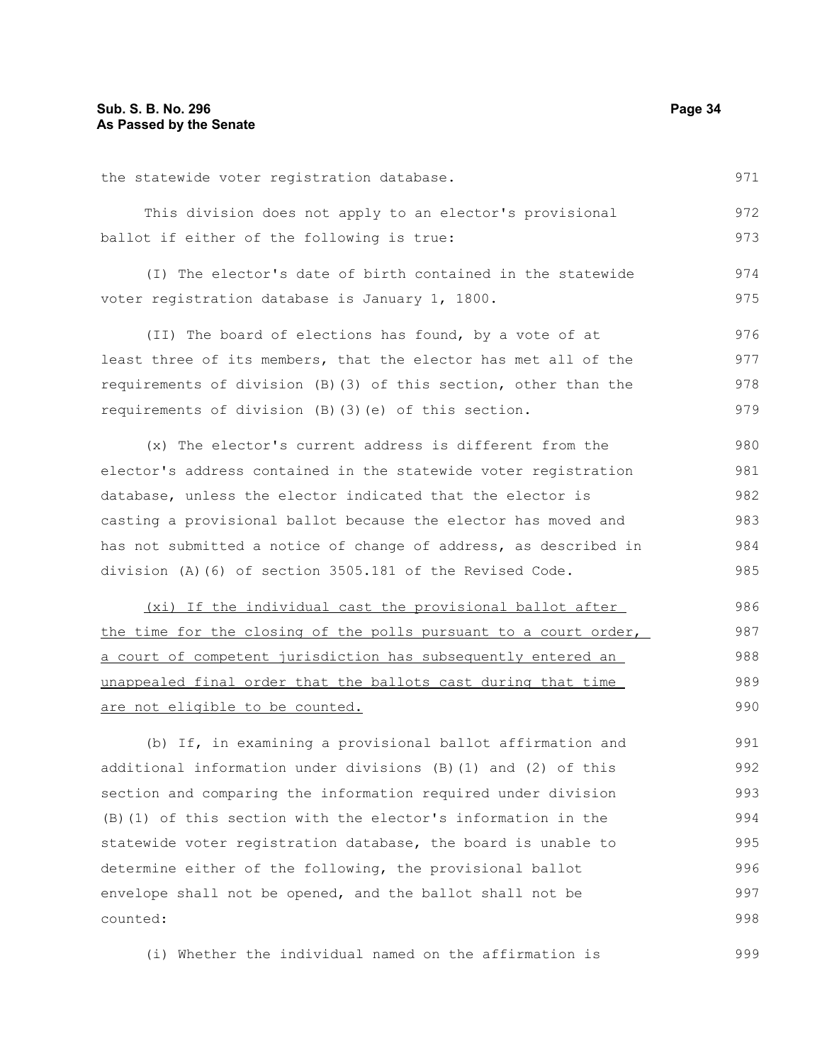the statewide voter registration database.

This division does not apply to an elector's provisional ballot if either of the following is true:

(I) The elector's date of birth contained in the statewide voter registration database is January 1, 1800.

(II) The board of elections has found, by a vote of at least three of its members, that the elector has met all of the requirements of division (B)(3) of this section, other than the requirements of division (B)(3)(e) of this section.

(x) The elector's current address is different from the elector's address contained in the statewide voter registration database, unless the elector indicated that the elector is casting a provisional ballot because the elector has moved and has not submitted a notice of change of address, as described in division (A)(6) of section 3505.181 of the Revised Code.

<u>(xi) If the individual cast the provisional ballot after the time for the closing of the polls pursuant to a court order, a court of competent jurisdiction has subsequently entered an unappealed final order that the ballots cast during that time are not eligible to be counted.</u>

(b) If, in examining a provisional ballot affirmation and additional information under divisions (B)(1) and (2) of this section and comparing the information required under division (B)(1) of this section with the elector's information in the statewide voter registration database, the board is unable to determine either of the following, the provisional ballot envelope shall not be opened, and the ballot shall not be counted:

(i) Whether the individual named on the affirmation is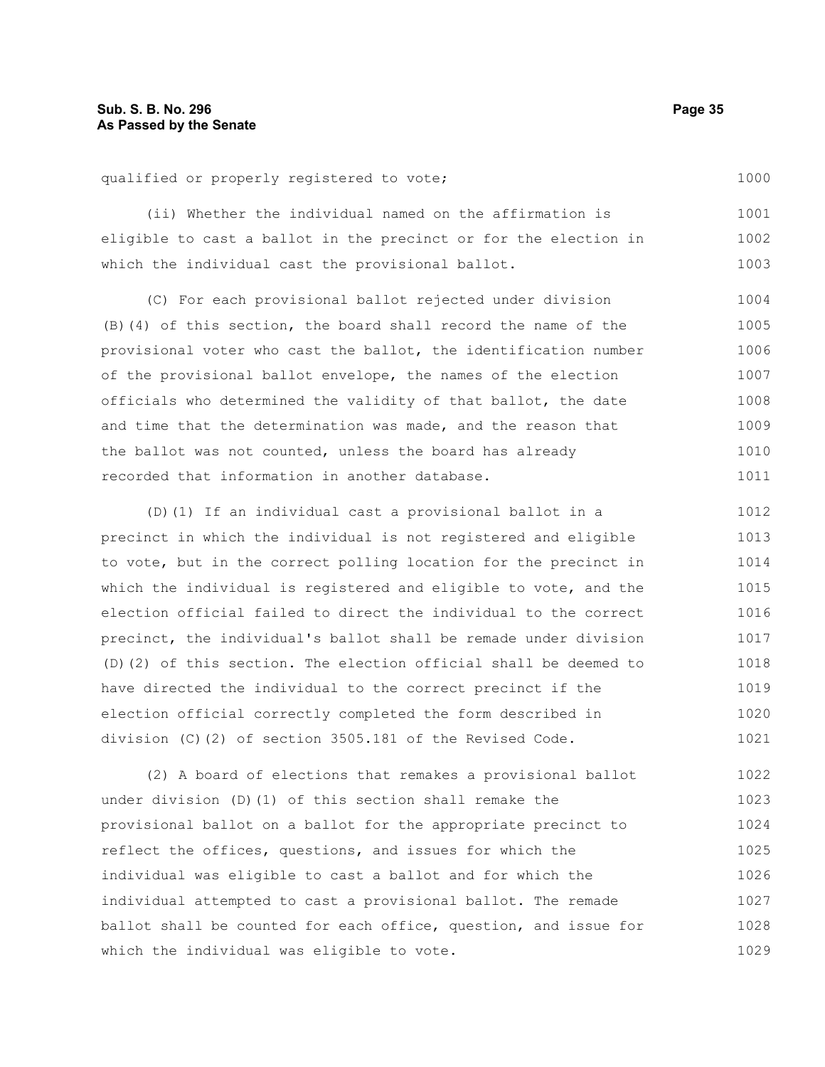qualified or properly registered to vote;

(ii) Whether the individual named on the affirmation is eligible to cast a ballot in the precinct or for the election in which the individual cast the provisional ballot.

(C) For each provisional ballot rejected under division (B)(4) of this section, the board shall record the name of the provisional voter who cast the ballot, the identification number of the provisional ballot envelope, the names of the election officials who determined the validity of that ballot, the date and time that the determination was made, and the reason that the ballot was not counted, unless the board has already recorded that information in another database.

(D)(1) If an individual cast a provisional ballot in a precinct in which the individual is not registered and eligible to vote, but in the correct polling location for the precinct in which the individual is registered and eligible to vote, and the election official failed to direct the individual to the correct precinct, the individual's ballot shall be remade under division (D)(2) of this section. The election official shall be deemed to have directed the individual to the correct precinct if the election official correctly completed the form described in division (C)(2) of section 3505.181 of the Revised Code.

(2) A board of elections that remakes a provisional ballot under division (D)(1) of this section shall remake the provisional ballot on a ballot for the appropriate precinct to reflect the offices, questions, and issues for which the individual was eligible to cast a ballot and for which the individual attempted to cast a provisional ballot. The remade ballot shall be counted for each office, question, and issue for which the individual was eligible to vote.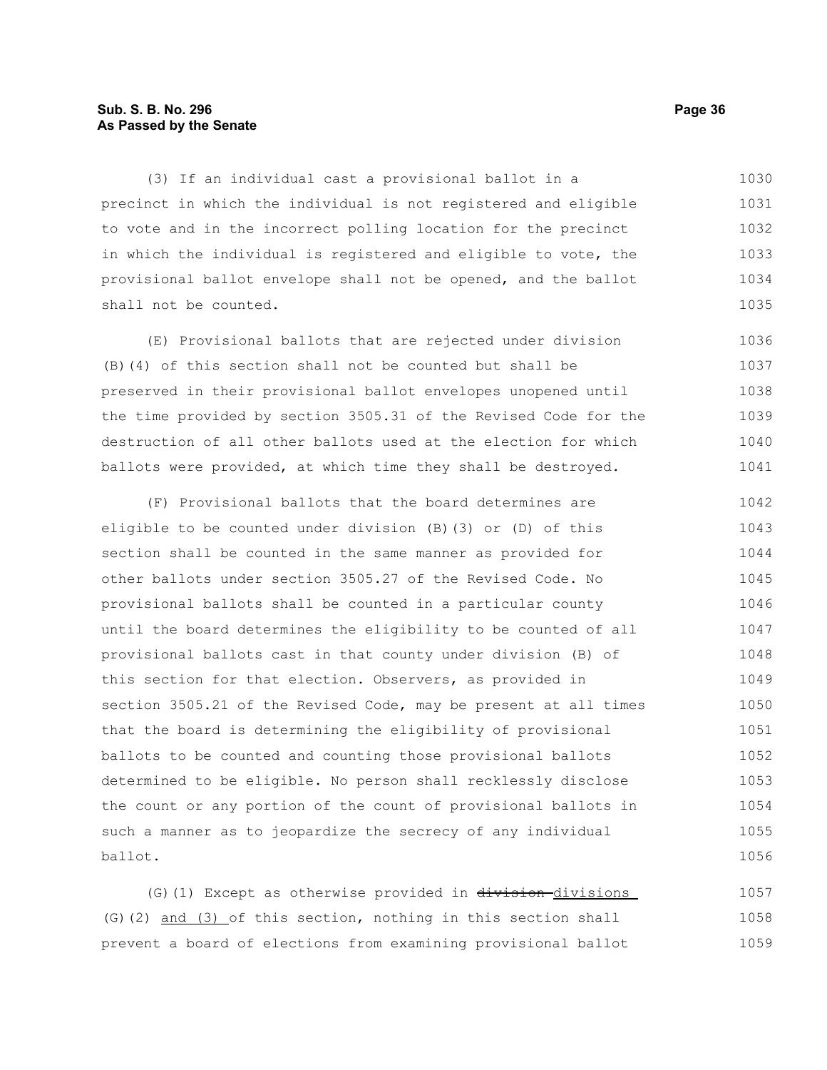(3) If an individual cast a provisional ballot in a precinct in which the individual is not registered and eligible to vote and in the incorrect polling location for the precinct in which the individual is registered and eligible to vote, the provisional ballot envelope shall not be opened, and the ballot shall not be counted.

(E) Provisional ballots that are rejected under division (B)(4) of this section shall not be counted but shall be preserved in their provisional ballot envelopes unopened until the time provided by section 3505.31 of the Revised Code for the destruction of all other ballots used at the election for which ballots were provided, at which time they shall be destroyed.

(F) Provisional ballots that the board determines are eligible to be counted under division (B)(3) or (D) of this section shall be counted in the same manner as provided for other ballots under section 3505.27 of the Revised Code. No provisional ballots shall be counted in a particular county until the board determines the eligibility to be counted of all provisional ballots cast in that county under division (B) of this section for that election. Observers, as provided in section 3505.21 of the Revised Code, may be present at all times that the board is determining the eligibility of provisional ballots to be counted and counting those provisional ballots determined to be eligible. No person shall recklessly disclose the count or any portion of the count of provisional ballots in such a manner as to jeopardize the secrecy of any individual ballot.

(G)(1) Except as otherwise provided in ~~division~~ divisions (G)(2) and (3) of this section, nothing in this section shall prevent a board of elections from examining provisional ballot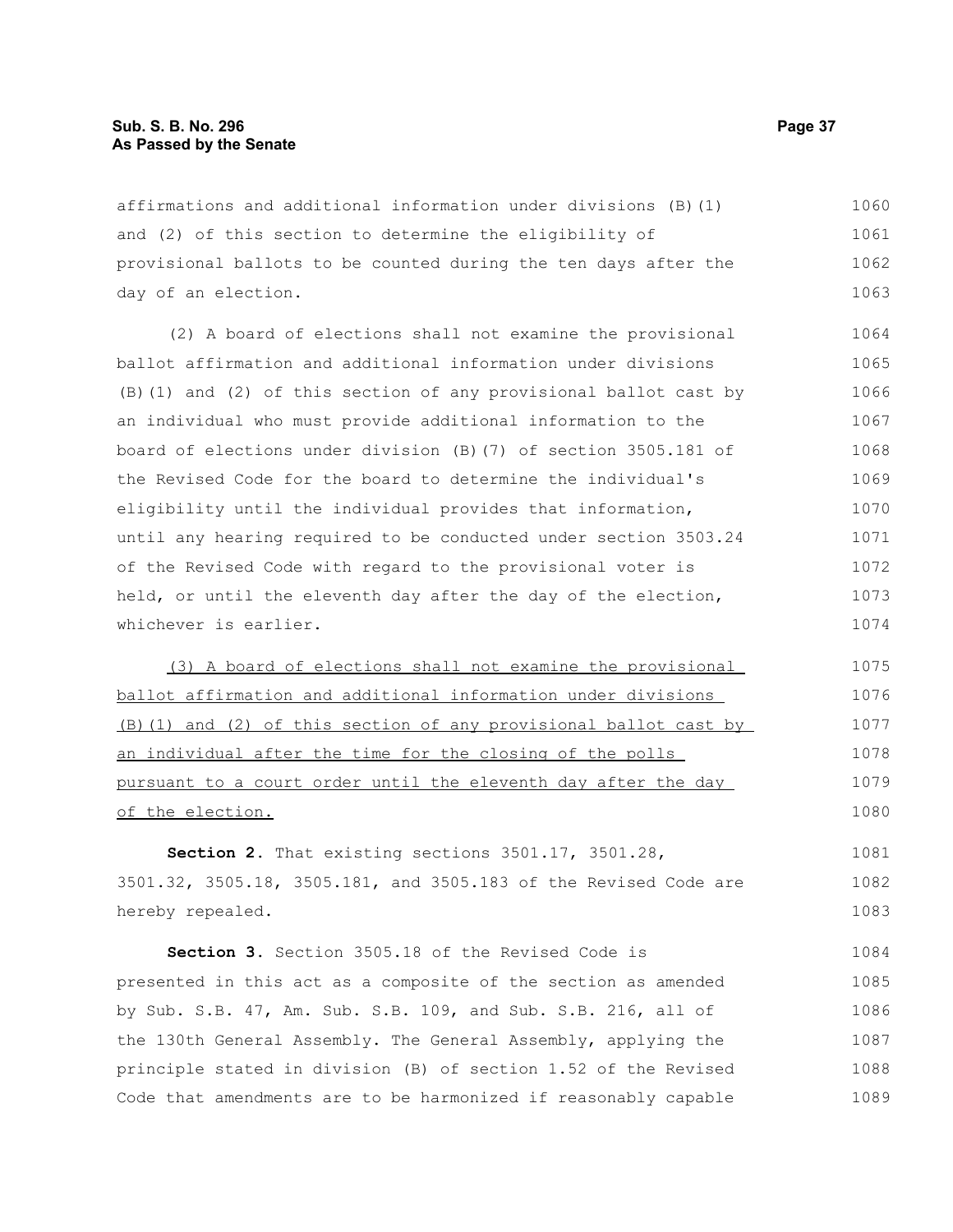affirmations and additional information under divisions (B)(1) and (2) of this section to determine the eligibility of provisional ballots to be counted during the ten days after the day of an election.

(2) A board of elections shall not examine the provisional ballot affirmation and additional information under divisions (B)(1) and (2) of this section of any provisional ballot cast by an individual who must provide additional information to the board of elections under division (B)(7) of section 3505.181 of the Revised Code for the board to determine the individual's eligibility until the individual provides that information, until any hearing required to be conducted under section 3503.24 of the Revised Code with regard to the provisional voter is held, or until the eleventh day after the day of the election, whichever is earlier.

<u>(3) A board of elections shall not examine the provisional ballot affirmation and additional information under divisions (B)(1) and (2) of this section of any provisional ballot cast by an individual after the time for the closing of the polls pursuant to a court order until the eleventh day after the day of the election.</u>

**Section 2.** That existing sections 3501.17, 3501.28, 3501.32, 3505.18, 3505.181, and 3505.183 of the Revised Code are hereby repealed.

**Section 3.** Section 3505.18 of the Revised Code is presented in this act as a composite of the section as amended by Sub. S.B. 47, Am. Sub. S.B. 109, and Sub. S.B. 216, all of the 130th General Assembly. The General Assembly, applying the principle stated in division (B) of section 1.52 of the Revised Code that amendments are to be harmonized if reasonably capable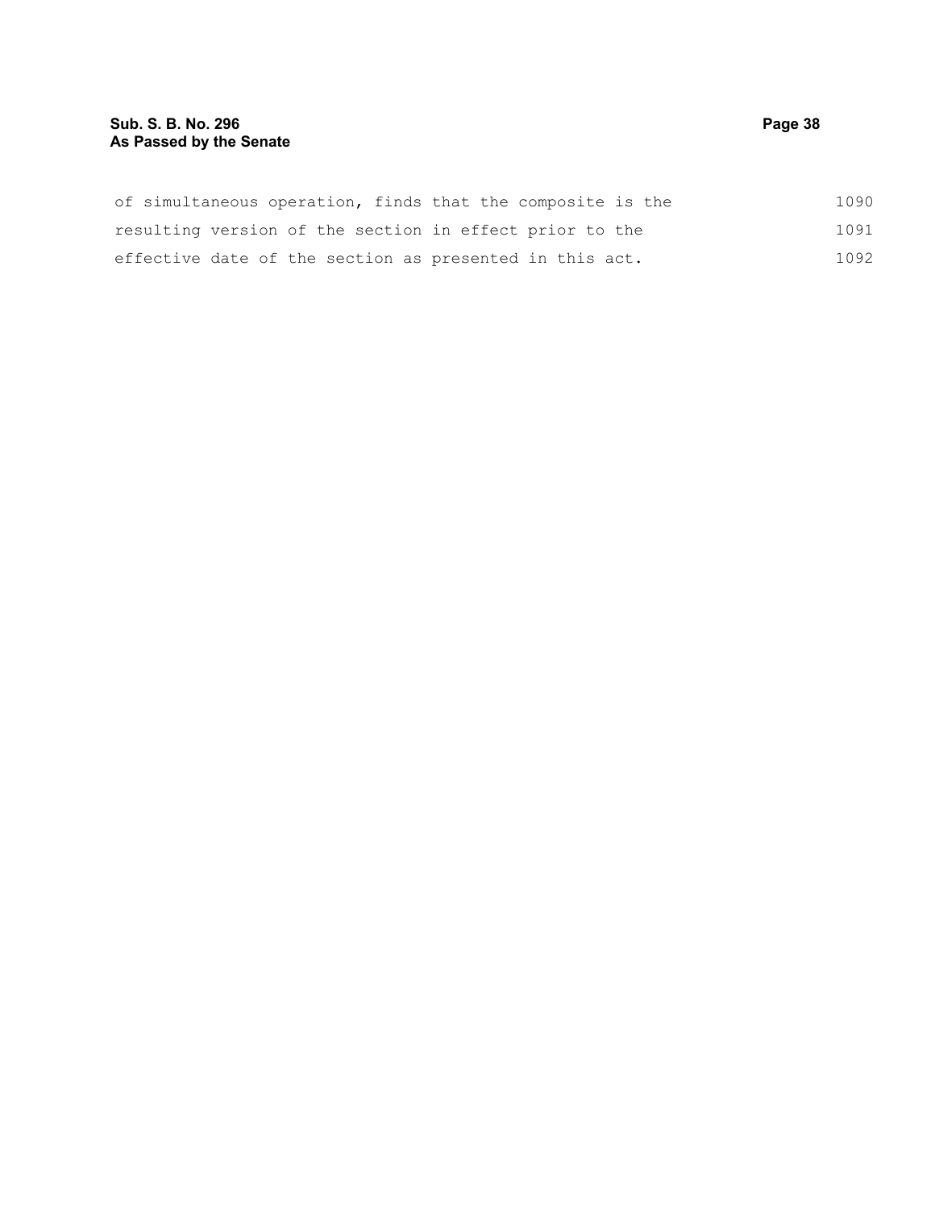of simultaneous operation, finds that the composite is the resulting version of the section in effect prior to the effective date of the section as presented in this act.